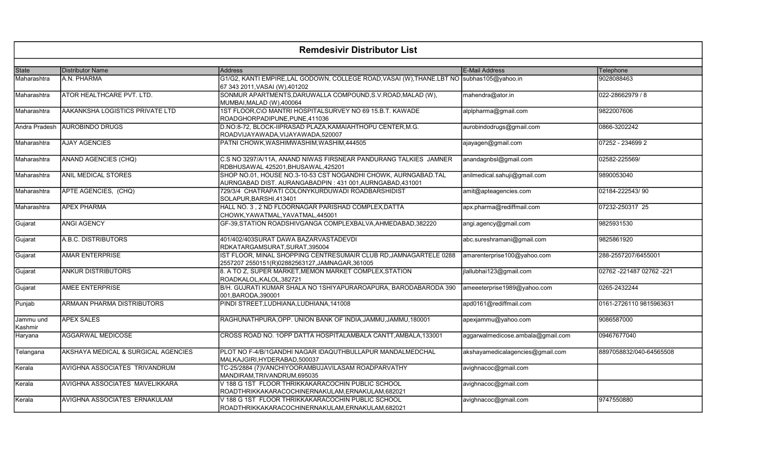# Remdesivir Distributor List

| State | Distributor Name | Address | E-Mail Address | Telephone |
|---|---|---|---|---|
| Maharashtra | A.N. PHARMA | G1/G2, KANTI EMPIRE,LAL GODOWN, COLLEGE ROAD,VASAI (W),THANE.LBT NO 67 343 2011,VASAI (W),401202 | subhas105@yahoo.in | 9028088463 |
| Maharashtra | ATOR HEALTHCARE PVT. LTD. | SONMUR APARTMENTS,DARUWALLA COMPOUND,S.V.ROAD,MALAD (W), MUMBAI,MALAD (W),400064 | mahendra@ator.in | 022-28662979 / 8 |
| Maharashtra | AAKANKSHA LOGISTICS PRIVATE LTD | 1ST FLOOR,C\O MANTRI HOSPITALSURVEY NO 69 15.B.T. KAWADE ROADGHORPADIPUNE,PUNE,411036 | alplpharma@gmail.com | 9822007606 |
| Andra Pradesh | AUROBINDO DRUGS | D.NO:8-72, BLOCK-IIPRASAD PLAZA,KAMAIAHTHOPU CENTER,M.G. ROADVIJAYAWADA,VIJAYAWADA,520007 | aurobindodrugs@gmail.com | 0866-3202242 |
| Maharashtra | AJAY AGENCIES | PATNI CHOWK,WASHIMWASHIM,WASHIM,444505 | ajayagen@gmail.com | 07252 - 234699 2 |
| Maharashtra | ANAND AGENCIES (CHQ) | C.S NO 3297/A/11A, ANAND NIWAS FIRSNEAR PANDURANG TALKIES JAMNER RDBHUSAWAL 425201,BHUSAWAL,425201 | anandagnbsl@gmail.com | 02582-225569/ |
| Maharashtra | ANIL MEDICAL STORES | SHOP NO.01, HOUSE NO.3-10-53 CST NOGANDHI CHOWK, AURNGABAD.TAL AURNGABAD DIST. AURANGABADPIN : 431 001,AURNGABAD,431001 | anilmedical.sahuji@gmail.com | 9890053040 |
| Maharashtra | APTE AGENCIES, (CHQ) | 729/3/4 CHATRAPATI COLONYKURDUWADI ROADBARSHIDIST SOLAPUR,BARSHI,413401 | amit@apteagencies.com | 02184-222543/ 90 |
| Maharashtra | APEX PHARMA | HALL NO. 3 , 2 ND FLOORNAGAR PARISHAD COMPLEX,DATTA CHOWK,YAWATMAL,YAVATMAL,445001 | apx.pharma@rediffmail.com | 07232-250317 25 |
| Gujarat | ANGI AGENCY | GF-39,STATION ROADSHIVGANGA COMPLEXBALVA,AHMEDABAD,382220 | angi.agency@gmail.com | 9825931530 |
| Gujarat | A.B.C. DISTRIBUTORS | 401/402/403SURAT DAWA BAZARVASTADEVDI RDKATARGAMSURAT,SURAT,395004 | abc.sureshramani@gmail.com | 9825861920 |
| Gujarat | AMAR ENTERPRISE | IST FLOOR, MINAL SHOPPING CENTRESUMAIR CLUB RD,JAMNAGARTELE 0288 2557207 2550151(R)02882563127,JAMNAGAR,361005 | amarenterprise100@yahoo.com | 288-2557207/6455001 |
| Gujarat | ANKUR DISTRIBUTORS | 8. A TO Z, SUPER MARKET,MEMON MARKET COMPLEX,STATION ROADKALOL,KALOL,382721 | jlallubhai123@gmail.com | 02762 -221487 02762 -221 |
| Gujarat | AMEE ENTERPRISE | B/H. GUJRATI KUMAR SHALA NO 1SHIYAPURAROAPURA, BARODABARODA 390 001,BARODA,390001 | ameeeterprise1989@yahoo.com | 0265-2432244 |
| Punjab | ARMAAN PHARMA DISTRIBUTORS | PINDI STREET,LUDHIANA,LUDHIANA,141008 | apd0161@rediffmail.com | 0161-2726110 9815963631 |
| Jammu und Kashmir | APEX SALES | RAGHUNATHPURA,OPP. UNION BANK OF INDIA,JAMMU,JAMMU,180001 | apexjammu@yahoo.com | 9086587000 |
| Haryana | AGGARWAL MEDICOSE | CROSS ROAD NO. 1OPP DATTA HOSPITALAMBALA CANTT,AMBALA,133001 | aggarwalmedicose.ambala@gmail.com | 09467677040 |
| Telangana | AKSHAYA MEDICAL & SURGICAL AGENCIES | PLOT NO F-4/B/1GANDHI NAGAR IDAQUTHBULLAPUR MANDALMEDCHAL MALKAJGIRI,HYDERABAD,500037 | akshayamedicalagencies@gmail.com | 8897058832/040-64565508 |
| Kerala | AVIGHNA ASSOCIATES TRIVANDRUM | TC-25/2884 (7)VANCHIYOORAMBUJAVILASAM ROADPARVATHY MANDIRAM,TRIVANDRUM,695035 | avighnacoc@gmail.com | |
| Kerala | AVIGHNA ASSOCIATES MAVELIKKARA | V 188 G 1ST FLOOR THRIKKAKARACOCHIN PUBLIC SCHOOL ROADTHRIKKAKARACOCHINERNAKULAM,ERNAKULAM,682021 | avighnacoc@gmail.com | |
| Kerala | AVIGHNA ASSOCIATES ERNAKULAM | V 188 G 1ST FLOOR THRIKKAKARACOCHIN PUBLIC SCHOOL ROADTHRIKKAKARACOCHINERNAKULAM,ERNAKULAM,682021 | avighnacoc@gmail.com | 9747550880 |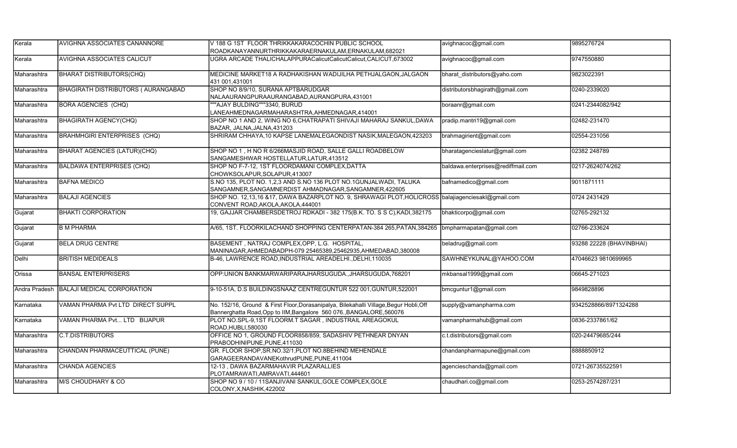| Kerala | AVIGHNA ASSOCIATES CANANNORE | V 188 G 1ST FLOOR THRIKKAKARACOCHIN PUBLIC SCHOOL ROADKANAYANNURTHRIKKAKARAERNAKULAM,ERNAKULAM,682021 | avighnacoc@gmail.com | 9895276724 |
|---|---|---|---|---|
| Kerala | AVIGHNA ASSOCIATES CALICUT | UGRA ARCADE THALICHALAPPURACalicutCalicutCalicut,CALICUT,673002 | avighnacoc@gmail.com | 9747550880 |
| Maharashtra | BHARAT DISTRIBUTORS(CHQ) | MEDICINE MARKET18 A RADHAKISHAN WADIJILHA PETHJALGAON,JALGAON 431 001,431001 | bharat_distributors@yaho.com | 9823022391 |
| Maharashtra | BHAGIRATH DISTRIBUTORS ( AURANGABAD | SHOP NO 8/9/10, SURANA APTBARUDGAR NALAAURANGPURAAURANGABAD,AURANGPURA,431001 | distributorsbhagirath@gmail.com | 0240-2339020 |
| Maharashtra | BORA AGENCIES (CHQ) | """AJAY BULDING"""3340, BURUD LANEAHMEDNAGARMAHARASHTRA,AHMEDNAGAR,414001 | boraanr@gmail.com | 0241-2344082/942 |
| Maharashtra | BHAGIRATH AGENCY(CHQ) | SHOP NO 1 AND 2, WING NO 6,CHATRAPATI SHIVAJI MAHARAJ SANKUL,DAWA BAZAR, JALNA,JALNA,431203 | pradip.mantri19@gmail.com | 02482-231470 |
| Maharashtra | BRAHMHGIRI ENTERPRISES (CHQ) | SHRIRAM CHHAYA,10 KAPSE LANEMALEGAONDIST NASIK,MALEGAON,423203 | brahmagirient@gmail.com | 02554-231056 |
| Maharashtra | BHARAT AGENCIES (LATUR)(CHQ) | SHOP NO 1 , H NO R 6/266MASJID ROAD, SALLE GALLI ROADBELOW SANGAMESHWAR HOSTELLATUR,LATUR,413512 | bharatagencieslatur@gmail.com | 02382 248789 |
| Maharashtra | BALDAWA ENTERPRISES (CHQ) | SHOP NO F-7-12, 1ST FLOORDAMANI COMPLEX,DATTA CHOWKSOLAPUR,SOLAPUR,413007 | baldawa.enterprises@rediffmail.com | 0217-2624074/262 |
| Maharashtra | BAFNA MEDICO | S.NO 135, PLOT NO. 1,2,3 AND S.NO 136 PLOT NO.1GUNJALWADI, TALUKA SANGAMNER,SANGAMNERDIST AHMADNAGAR,SANGAMNER,422605 | bafnamedico@gmail.com | 9011871111 |
| Maharashtra | BALAJI AGENCIES | SHOP NO. 12,13,16 &17, DAWA BAZARPLOT NO. 9, SHRAWAGI PLOT,HOLICROSS CONVENT ROAD,AKOLA,AKOLA,444001 | balajiagenciesakl@gmail.com | 0724 2431429 |
| Gujarat | BHAKTI CORPORATION | 19, GAJJAR CHAMBERSDETROJ RDKADI - 382 175(B.K. TO. S S C),KADI,382175 | bhakticorpo@gmail.com | 02765-292132 |
| Gujarat | B M PHARMA | A/65, 1ST. FLOORKILACHAND SHOPPING CENTERPATAN-384 265,PATAN,384265 | bmpharmapatan@gmail.com | 02766-233624 |
| Gujarat | BELA DRUG CENTRE | BASEMENT , NATRAJ COMPLEX,OPP, L.G. HOSPITAL, MANINAGAR,AHMEDABADPH-079 25465389,25462935,AHMEDABAD,380008 | beladrug@gmail.com | 93288 22228 (BHAVINBHAI) |
| Delhi | BRITISH MEDIDEALS | B-46, LAWRENCE ROAD,INDUSTRIAL AREADELHI.,DELHI,110035 | SAWHNEYKUNAL@YAHOO.COM | 47046623 9810699965 |
| Orissa | BANSAL ENTERPRISERS | OPP:UNION BANKMARWARIPARAJHARSUGUDA.,JHARSUGUDA,768201 | mkbansal1999@gmail.com | 06645-271023 |
| Andra Pradesh | BALAJI MEDICAL CORPORATION | 9-10-51A, D.S BUILDINGSNAAZ CENTREGUNTUR 522 001,GUNTUR,522001 | bmcguntur1@gmail.com | 9849828896 |
| Karnataka | VAMAN PHARMA Pvt LTD DIRECT SUPPL | No. 152/16, Ground & First Floor,Dorasanipalya, Bilekahalli Village,Begur Hobli,Off Bannerghatta Road,Opp to IIM,Bangalore 560 076.,BANGALORE,560076 | supply@vamanpharma.com | 9342528866/8971324288 |
| Karnataka | VAMAN PHARMA Pvt... LTD BIJAPUR | PLOT NO.SPL-9,1ST FLOORM.T SAGAR , INDUSTRAIL AREAGOKUL ROAD,HUBLI,580030 | vamanpharmahub@gmail.com | 0836-2337861/62 |
| Maharashtra | C.T.DISTRIBUTORS | OFFICE NO 1, GROUND FLOOR858/859, SADASHIV PETHNEAR DNYAN PRABODHINIPUNE,PUNE,411030 | c.t.distributors@gmail.com | 020-24479685/244 |
| Maharashtra | CHANDAN PHARMACEUTTICAL (PUNE) | GR. FLOOR SHOP,SR.NO.32/1,PLOT NO.8BEHIND MEHENDALE GARAGEERANDAVANEKothrudPUNE,PUNE,411004 | chandanpharmapune@gmail.com | 8888850912 |
| Maharashtra | CHANDA AGENCIES | 12-13 , DAWA BAZARMAHAVIR PLAZARALLIES PLOTAMRAWATI,AMRAVATI,444601 | agencieschanda@gmail.com | 0721-26735522591 |
| Maharashtra | M/S CHOUDHARY & CO | SHOP NO 9 / 10 / 11SANJIVANI SANKUL,GOLE COMPLEX,GOLE COLONY,X,NASHIK,422002 | chaudhari.co@gmail.com | 0253-2574287/231 |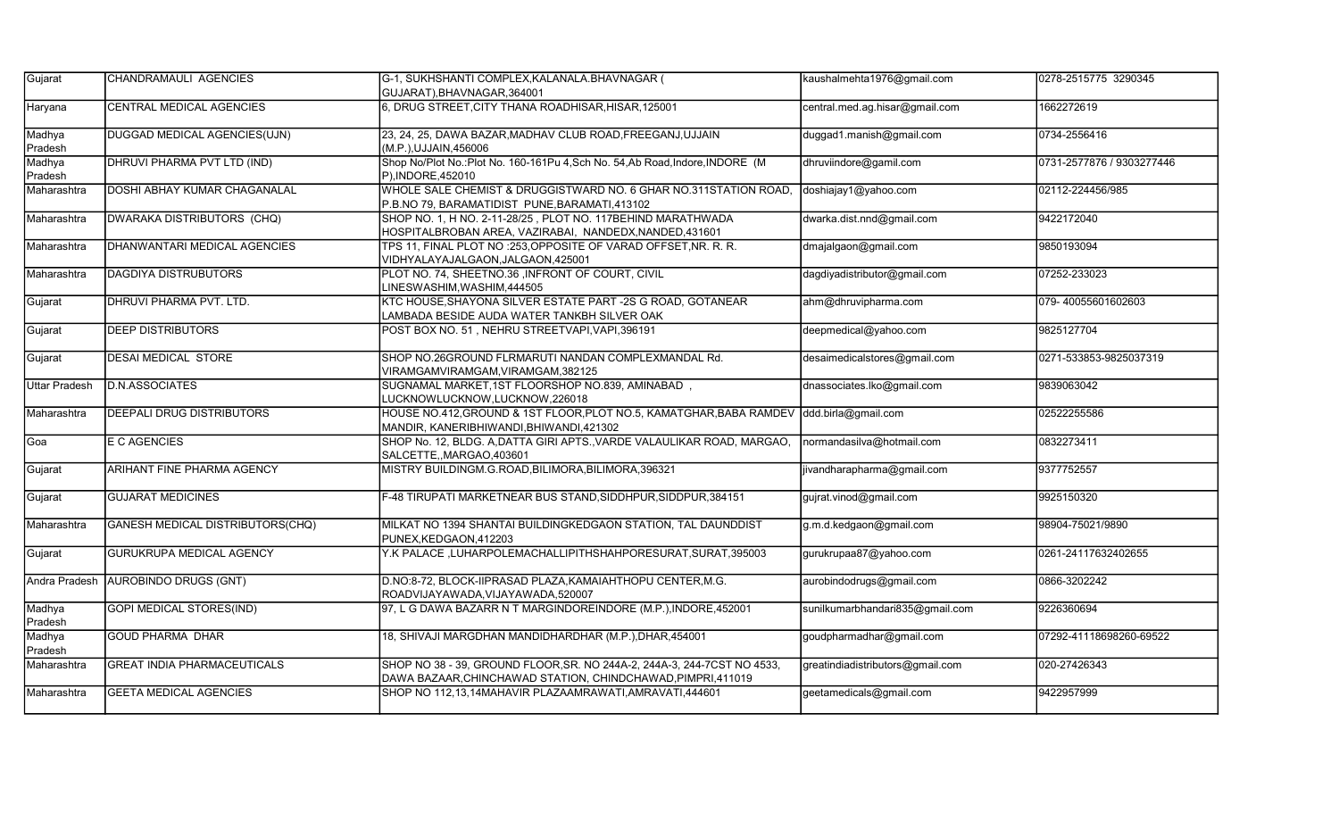| Gujarat | CHANDRAMAULI AGENCIES | G-1, SUKHSHANTI COMPLEX,KALANALA.BHAVNAGAR ( GUJARAT),BHAVNAGAR,364001 | kaushalmehta1976@gmail.com | 0278-2515775 3290345 |
|---|---|---|---|---|
| Haryana | CENTRAL MEDICAL AGENCIES | 6, DRUG STREET,CITY THANA ROADHISAR,HISAR,125001 | central.med.ag.hisar@gmail.com | 1662272619 |
| Madhya Pradesh | DUGGAD MEDICAL AGENCIES(UJN) | 23, 24, 25, DAWA BAZAR,MADHAV CLUB ROAD,FREEGANJ,UJJAIN (M.P.),UJJAIN,456006 | duggad1.manish@gmail.com | 0734-2556416 |
| Madhya Pradesh | DHRUVI PHARMA PVT LTD (IND) | Shop No/Plot No.:Plot No. 160-161Pu 4,Sch No. 54,Ab Road,Indore,INDORE (M P),INDORE,452010 | dhruviindore@gamil.com | 0731-2577876 / 9303277446 |
| Maharashtra | DOSHI ABHAY KUMAR CHAGANALAL | WHOLE SALE CHEMIST & DRUGGISTWARD NO. 6 GHAR NO.311STATION ROAD, P.B.NO 79, BARAMATIDIST PUNE,BARAMATI,413102 | doshiajay1@yahoo.com | 02112-224456/985 |
| Maharashtra | DWARAKA DISTRIBUTORS (CHQ) | SHOP NO. 1, H NO. 2-11-28/25 , PLOT NO. 117BEHIND MARATHWADA HOSPITALBROBAN AREA, VAZIRABAI, NANDEDX,NANDED,431601 | dwarka.dist.nnd@gmail.com | 9422172040 |
| Maharashtra | DHANWANTARI MEDICAL AGENCIES | TPS 11, FINAL PLOT NO :253,OPPOSITE OF VARAD OFFSET,NR. R. R. VIDHYALAYAJALGAON,JALGAON,425001 | dmajalgaon@gmail.com | 9850193094 |
| Maharashtra | DAGDIYA DISTRUBUTORS | PLOT NO. 74, SHEETNO.36 ,INFRONT OF COURT, CIVIL LINESWASHIM,WASHIM,444505 | dagdiyadistributor@gmail.com | 07252-233023 |
| Gujarat | DHRUVI PHARMA PVT. LTD. | KTC HOUSE,SHAYONA SILVER ESTATE PART -2S G ROAD, GOTANEAR LAMBADA BESIDE AUDA WATER TANKBH SILVER OAK | ahm@dhruvipharma.com | 079- 40055601602603 |
| Gujarat | DEEP DISTRIBUTORS | POST BOX NO. 51 , NEHRU STREETVAPI,VAPI,396191 | deepmedical@yahoo.com | 9825127704 |
| Gujarat | DESAI MEDICAL STORE | SHOP NO.26GROUND FLRMARUTI NANDAN COMPLEXMANDAL Rd. VIRAMGAMVIRAMGAM,VIRAMGAM,382125 | desaimedicalstores@gmail.com | 0271-533853-9825037319 |
| Uttar Pradesh | D.N.ASSOCIATES | SUGNAMAL MARKET,1ST FLOORSHOP NO.839, AMINABAD , LUCKNOWLUCKNOW,LUCKNOW,226018 | dnassociates.lko@gmail.com | 9839063042 |
| Maharashtra | DEEPALI DRUG DISTRIBUTORS | HOUSE NO.412,GROUND & 1ST FLOOR,PLOT NO.5, KAMATGHAR,BABA RAMDEV MANDIR, KANERIBHIWANDI,BHIWANDI,421302 | ddd.birla@gmail.com | 02522255586 |
| Goa | E C AGENCIES | SHOP No. 12, BLDG. A,DATTA GIRI APTS.,VARDE VALAULIKAR ROAD, MARGAO, SALCETTE,,MARGAO,403601 | normandasilva@hotmail.com | 0832273411 |
| Gujarat | ARIHANT FINE PHARMA AGENCY | MISTRY BUILDINGM.G.ROAD,BILIMORA,BILIMORA,396321 | jivandharapharma@gmail.com | 9377752557 |
| Gujarat | GUJARAT MEDICINES | F-48 TIRUPATI MARKETNEAR BUS STAND,SIDDHPUR,SIDDPUR,384151 | gujrat.vinod@gmail.com | 9925150320 |
| Maharashtra | GANESH MEDICAL DISTRIBUTORS(CHQ) | MILKAT NO 1394 SHANTAI BUILDINGKEDGAON STATION, TAL DAUNDDIST PUNEX,KEDGAON,412203 | g.m.d.kedgaon@gmail.com | 98904-75021/9890 |
| Gujarat | GURUKRUPA MEDICAL AGENCY | Y.K PALACE ,LUHARPOLEMACHALLIPITHSHAHPORESURAT,SURAT,395003 | gurukrupaa87@yahoo.com | 0261-24117632402655 |
| Andra Pradesh | AUROBINDO DRUGS (GNT) | D.NO:8-72, BLOCK-IIPRASAD PLAZA,KAMAIAHTHOPU CENTER,M.G. ROADVIJAYAWADA,VIJAYAWADA,520007 | aurobindodrugs@gmail.com | 0866-3202242 |
| Madhya Pradesh | GOPI MEDICAL STORES(IND) | 97, L G DAWA BAZARR N T MARGINDOREINDORE (M.P.),INDORE,452001 | sunilkumarbhandari835@gmail.com | 9226360694 |
| Madhya Pradesh | GOUD PHARMA DHAR | 18, SHIVAJI MARGDHAN MANDIDHARDHAR (M.P.),DHAR,454001 | goudpharmadhar@gmail.com | 07292-41118698260-69522 |
| Maharashtra | GREAT INDIA PHARMACEUTICALS | SHOP NO 38 - 39, GROUND FLOOR,SR. NO 244A-2, 244A-3, 244-7CST NO 4533, DAWA BAZAAR,CHINCHAWAD STATION, CHINDCHAWAD,PIMPRI,411019 | greatindiadistributors@gmail.com | 020-27426343 |
| Maharashtra | GEETA MEDICAL AGENCIES | SHOP NO 112,13,14MAHAVIR PLAZAAMRAWATI,AMRAVATI,444601 | geetamedicals@gmail.com | 9422957999 |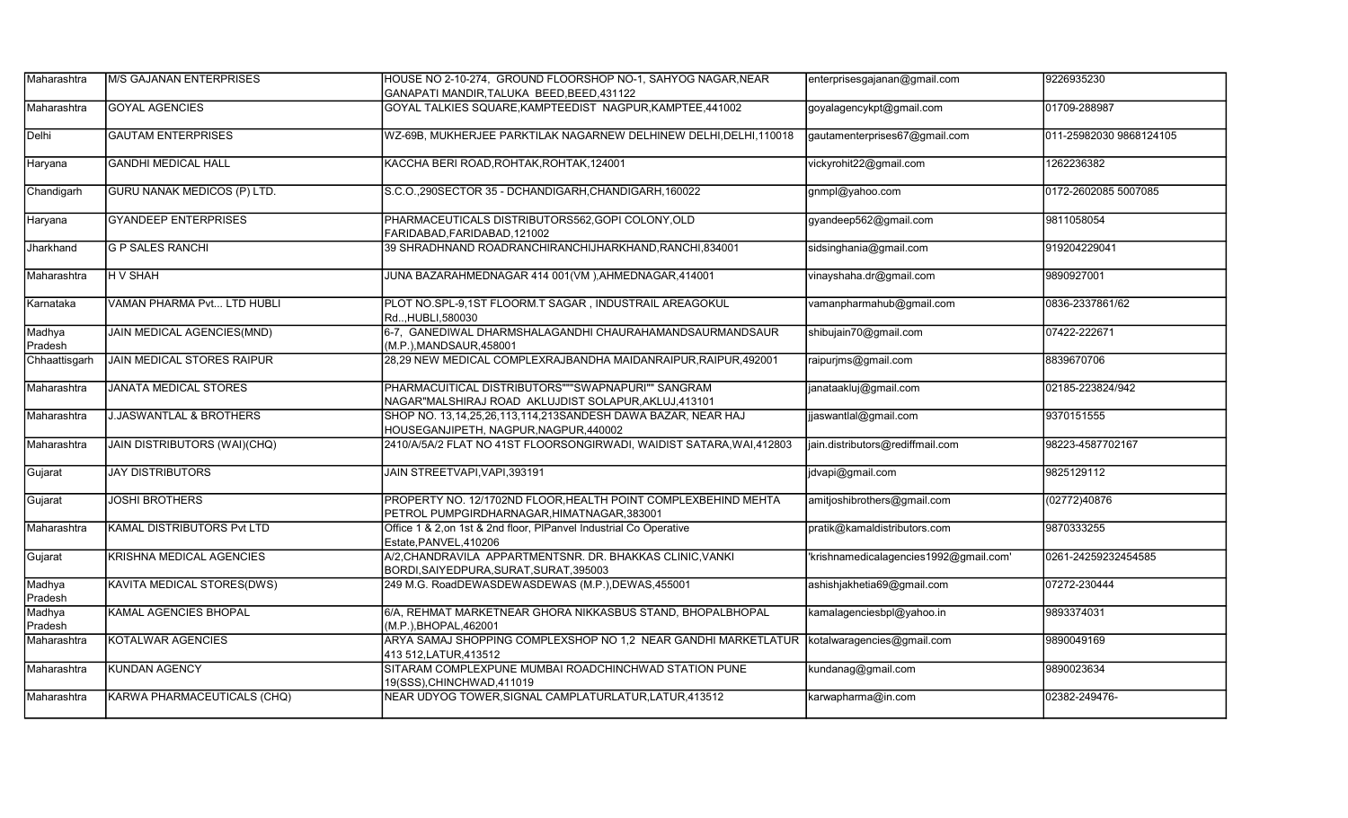| Maharashtra | M/S GAJANAN ENTERPRISES | HOUSE NO 2-10-274, GROUND FLOORSHOP NO-1, SAHYOG NAGAR,NEAR GANAPATI MANDIR,TALUKA BEED,BEED,431122 | enterprisesgajanan@gmail.com | 9226935230 |
|---|---|---|---|---|
| Maharashtra | GOYAL AGENCIES | GOYAL TALKIES SQUARE,KAMPTEEDIST NAGPUR,KAMPTEE,441002 | goyalagencykpt@gmail.com | 01709-288987 |
| Delhi | GAUTAM ENTERPRISES | WZ-69B, MUKHERJEE PARKTILAK NAGARNEW DELHINEW DELHI,DELHI,110018 | gautamenterprises67@gmail.com | 011-25982030 9868124105 |
| Haryana | GANDHI MEDICAL HALL | KACCHA BERI ROAD,ROHTAK,ROHTAK,124001 | vickyrohit22@gmail.com | 1262236382 |
| Chandigarh | GURU NANAK MEDICOS (P) LTD. | S.C.O.,290SECTOR 35 - DCHANDIGARH,CHANDIGARH,160022 | gnmpl@yahoo.com | 0172-2602085 5007085 |
| Haryana | GYANDEEP ENTERPRISES | PHARMACEUTICALS DISTRIBUTORS562,GOPI COLONY,OLD FARIDABAD,FARIDABAD,121002 | gyandeep562@gmail.com | 9811058054 |
| Jharkhand | G P SALES RANCHI | 39 SHRADHNAND ROADRANCHIRANCHIJHARKHAND,RANCHI,834001 | sidsinghania@gmail.com | 919204229041 |
| Maharashtra | H V SHAH | JUNA BAZARAHMEDNAGAR 414 001(VM ),AHMEDNAGAR,414001 | vinayshaha.dr@gmail.com | 9890927001 |
| Karnataka | VAMAN PHARMA Pvt... LTD HUBLI | PLOT NO.SPL-9,1ST FLOORM.T SAGAR , INDUSTRAIL AREAGOKUL Rd..,HUBLI,580030 | vamanpharmahub@gmail.com | 0836-2337861/62 |
| Madhya Pradesh | JAIN MEDICAL AGENCIES(MND) | 6-7, GANEDIWAL DHARMSHALAGANDHI CHAURAHAMANDSAURMANDSAUR (M.P.),MANDSAUR,458001 | shibujain70@gmail.com | 07422-222671 |
| Chhaattisgarh | JAIN MEDICAL STORES RAIPUR | 28,29 NEW MEDICAL COMPLEXRAJBANDHA MAIDANRAIPUR,RAIPUR,492001 | raipurjms@gmail.com | 8839670706 |
| Maharashtra | JANATA MEDICAL STORES | PHARMACUITICAL DISTRIBUTORS"""SWAPNAPURI"" SANGRAM NAGAR"MALSHIRAJ ROAD AKLUJDIST SOLAPUR,AKLUJ,413101 | janataakluj@gmail.com | 02185-223824/942 |
| Maharashtra | J.JASWANTLAL & BROTHERS | SHOP NO. 13,14,25,26,113,114,213SANDESH DAWA BAZAR, NEAR HAJ HOUSEGANJIPETH, NAGPUR,NAGPUR,440002 | jjaswantlal@gmail.com | 9370151555 |
| Maharashtra | JAIN DISTRIBUTORS (WAI)(CHQ) | 2410/A/5A/2 FLAT NO 41ST FLOORSONGIRWADI, WAIDIST SATARA,WAI,412803 | jain.distributors@rediffmail.com | 98223-4587702167 |
| Gujarat | JAY DISTRIBUTORS | JAIN STREETVAPI,VAPI,393191 | jdvapi@gmail.com | 9825129112 |
| Gujarat | JOSHI BROTHERS | PROPERTY NO. 12/1702ND FLOOR,HEALTH POINT COMPLEXBEHIND MEHTA PETROL PUMPGIRDHARNAGAR,HIMATNAGAR,383001 | amitjoshibrothers@gmail.com | (02772)40876 |
| Maharashtra | KAMAL DISTRIBUTORS Pvt LTD | Office 1 & 2,on 1st & 2nd floor, PlPanvel Industrial Co Operative Estate,PANVEL,410206 | pratik@kamaldistributors.com | 9870333255 |
| Gujarat | KRISHNA MEDICAL AGENCIES | A/2,CHANDRAVILA APPARTMENTSNR. DR. BHAKKAS CLINIC,VANKI BORDI,SAIYEDPURA,SURAT,SURAT,395003 | 'krishnamedicalagencies1992@gmail.com' | 0261-24259232454585 |
| Madhya Pradesh | KAVITA MEDICAL STORES(DWS) | 249 M.G. RoadDEWASDEWASDEWAS (M.P.),DEWAS,455001 | ashishjakhetia69@gmail.com | 07272-230444 |
| Madhya Pradesh | KAMAL AGENCIES BHOPAL | 6/A, REHMAT MARKETNEAR GHORA NIKKASBUS STAND, BHOPALBHOPAL (M.P.),BHOPAL,462001 | kamalagenciesbpl@yahoo.in | 9893374031 |
| Maharashtra | KOTALWAR AGENCIES | ARYA SAMAJ SHOPPING COMPLEXSHOP NO 1,2 NEAR GANDHI MARKETLATUR 413 512,LATUR,413512 | kotalwaragencies@gmail.com | 9890049169 |
| Maharashtra | KUNDAN AGENCY | SITARAM COMPLEXPUNE MUMBAI ROADCHINCHWAD STATION PUNE 19(SSS),CHINCHWAD,411019 | kundanag@gmail.com | 9890023634 |
| Maharashtra | KARWA PHARMACEUTICALS (CHQ) | NEAR UDYOG TOWER,SIGNAL CAMPLATURLATUR,LATUR,413512 | karwapharma@in.com | 02382-249476- |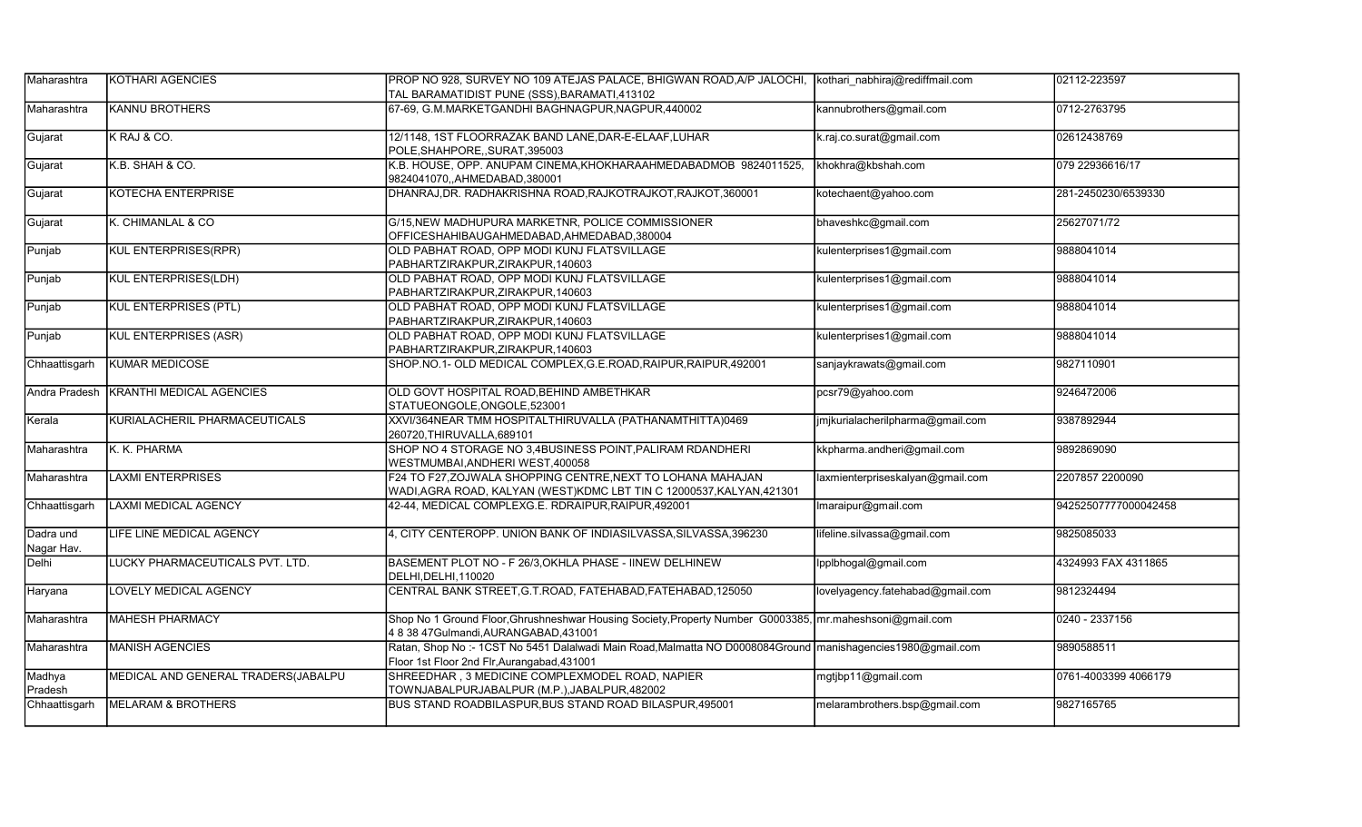| Maharashtra | KOTHARI AGENCIES | PROP NO 928, SURVEY NO 109 ATEJAS PALACE, BHIGWAN ROAD,A/P JALOCHI, TAL BARAMATIDIST PUNE (SSS),BARAMATI,413102 | kothari_nabhiraj@rediffmail.com | 02112-223597 |
|---|---|---|---|---|
| Maharashtra | KANNU BROTHERS | 67-69, G.M.MARKETGANDHI BAGHNAGPUR,NAGPUR,440002 | kannubrothers@gmail.com | 0712-2763795 |
| Gujarat | K RAJ & CO. | 12/1148, 1ST FLOORRAZAK BAND LANE,DAR-E-ELAAF,LUHAR POLE,SHAHPORE,,SURAT,395003 | k.raj.co.surat@gmail.com | 02612438769 |
| Gujarat | K.B. SHAH & CO. | K.B. HOUSE, OPP. ANUPAM CINEMA,KHOKHARAAHMEDABADMOB 9824011525, 9824041070,,AHMEDABAD,380001 | khokhra@kbshah.com | 079 22936616/17 |
| Gujarat | KOTECHA ENTERPRISE | DHANRAJ,DR. RADHAKRISHNA ROAD,RAJKOTRAJKOT,RAJKOT,360001 | kotechaent@yahoo.com | 281-2450230/6539330 |
| Gujarat | K. CHIMANLAL & CO | G/15,NEW MADHUPURA MARKETNR, POLICE COMMISSIONER OFFICESHAHIBAUGAHMEDABAD,AHMEDABAD,380004 | bhaveshkc@gmail.com | 25627071/72 |
| Punjab | KUL ENTERPRISES(RPR) | OLD PABHAT ROAD, OPP MODI KUNJ FLATSVILLAGE PABHARTZIRAKPUR,ZIRAKPUR,140603 | kulenterprises1@gmail.com | 9888041014 |
| Punjab | KUL ENTERPRISES(LDH) | OLD PABHAT ROAD, OPP MODI KUNJ FLATSVILLAGE PABHARTZIRAKPUR,ZIRAKPUR,140603 | kulenterprises1@gmail.com | 9888041014 |
| Punjab | KUL ENTERPRISES (PTL) | OLD PABHAT ROAD, OPP MODI KUNJ FLATSVILLAGE PABHARTZIRAKPUR,ZIRAKPUR,140603 | kulenterprises1@gmail.com | 9888041014 |
| Punjab | KUL ENTERPRISES (ASR) | OLD PABHAT ROAD, OPP MODI KUNJ FLATSVILLAGE PABHARTZIRAKPUR,ZIRAKPUR,140603 | kulenterprises1@gmail.com | 9888041014 |
| Chhaattisgarh | KUMAR MEDICOSE | SHOP.NO.1- OLD MEDICAL COMPLEX,G.E.ROAD,RAIPUR,RAIPUR,492001 | sanjaykrawats@gmail.com | 9827110901 |
| Andra Pradesh | KRANTHI MEDICAL AGENCIES | OLD GOVT HOSPITAL ROAD,BEHIND AMBETHKAR STATUEONGOLE,ONGOLE,523001 | pcsr79@yahoo.com | 9246472006 |
| Kerala | KURIALACHERIL PHARMACEUTICALS | XXVI/364NEAR TMM HOSPITALTHIRUVALLA (PATHANAMTHITTA)0469 260720,THIRUVALLA,689101 | jmjkurialacherilpharma@gmail.com | 9387892944 |
| Maharashtra | K. K. PHARMA | SHOP NO 4 STORAGE NO 3,4BUSINESS POINT,PALIRAM RDANDHERI WESTMUMBAI,ANDHERI WEST,400058 | kkpharma.andheri@gmail.com | 9892869090 |
| Maharashtra | LAXMI ENTERPRISES | F24 TO F27,ZOJWALA SHOPPING CENTRE,NEXT TO LOHANA MAHAJAN WADI,AGRA ROAD, KALYAN (WEST)KDMC LBT TIN C 12000537,KALYAN,421301 | laxmienterpriseskalyan@gmail.com | 2207857 2200090 |
| Chhaattisgarh | LAXMI MEDICAL AGENCY | 42-44, MEDICAL COMPLEXG.E. RDRAIPUR,RAIPUR,492001 | lmaraipur@gmail.com | 94252507777000042458 |
| Dadra und Nagar Hav. | LIFE LINE MEDICAL AGENCY | 4, CITY CENTEROPP. UNION BANK OF INDIASILVASSA,SILVASSA,396230 | lifeline.silvassa@gmail.com | 9825085033 |
| Delhi | LUCKY PHARMACEUTICALS PVT. LTD. | BASEMENT PLOT NO - F 26/3,OKHLA PHASE - IINEW DELHINEW DELHI,DELHI,110020 | lpplbhogal@gmail.com | 4324993 FAX 4311865 |
| Haryana | LOVELY MEDICAL AGENCY | CENTRAL BANK STREET,G.T.ROAD, FATEHABAD,FATEHABAD,125050 | lovelyagency.fatehabad@gmail.com | 9812324494 |
| Maharashtra | MAHESH PHARMACY | Shop No 1 Ground Floor,Ghrushneshwar Housing Society,Property Number G0003385, 4 8 38 47Gulmandi,AURANGABAD,431001 | mr.maheshsoni@gmail.com | 0240 - 2337156 |
| Maharashtra | MANISH AGENCIES | Ratan, Shop No :- 1CST No 5451 Dalalwadi Main Road,Malmatta NO D0008084Ground Floor 1st Floor 2nd Flr,Aurangabad,431001 | manishagencies1980@gmail.com | 9890588511 |
| Madhya Pradesh | MEDICAL AND GENERAL TRADERS(JABALPU | SHREEDHAR , 3 MEDICINE COMPLEXMODEL ROAD, NAPIER TOWNJABALPURJABALPUR (M.P.),JABALPUR,482002 | mgtjbp11@gmail.com | 0761-4003399 4066179 |
| Chhaattisgarh | MELARAM & BROTHERS | BUS STAND ROADBILASPUR,BUS STAND ROAD BILASPUR,495001 | melarambrothers.bsp@gmail.com | 9827165765 |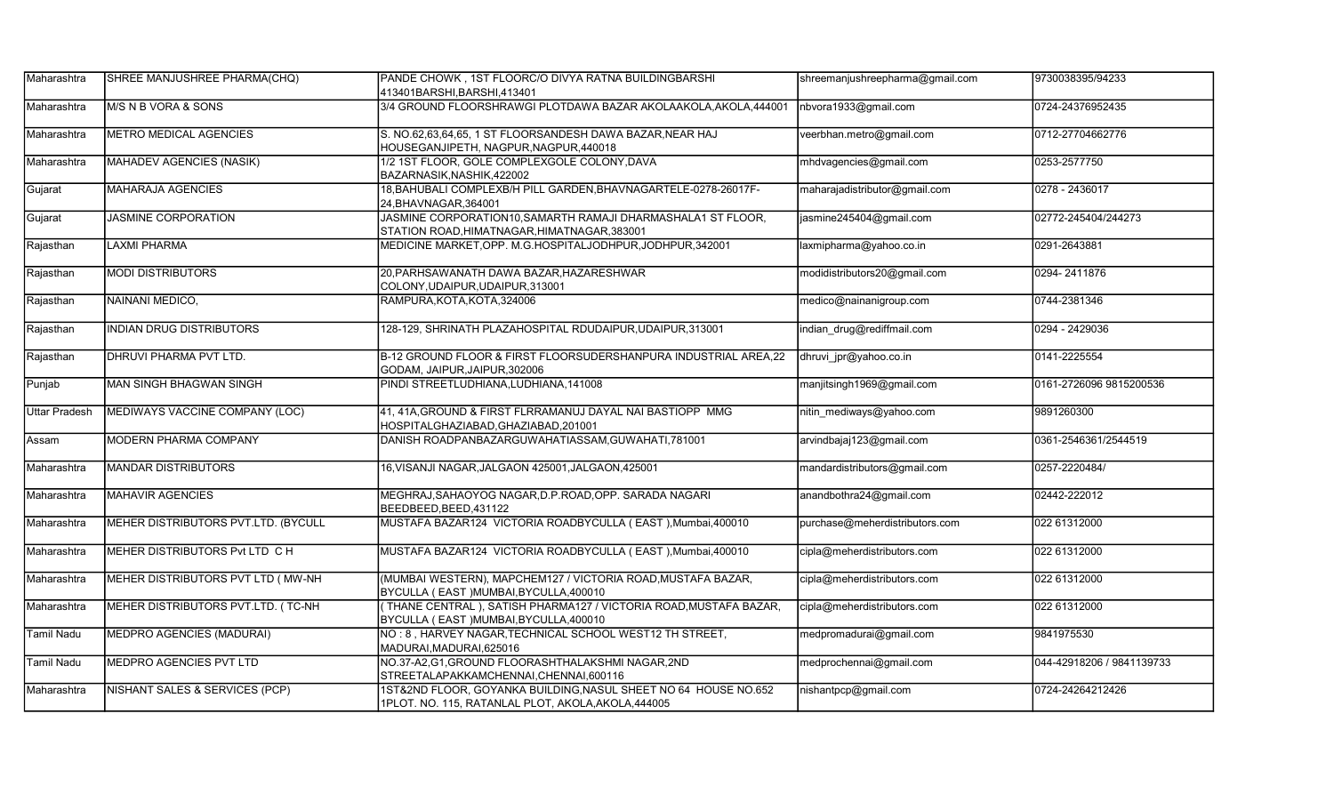| | | | | |
|---|---|---|---|---|
| Maharashtra | SHREE MANJUSHREE PHARMA(CHQ) | PANDE CHOWK , 1ST FLOORC/O DIVYA RATNA BUILDINGBARSHI 413401BARSHI,BARSHI,413401 | shreemanjushreepharma@gmail.com | 9730038395/94233 |
| Maharashtra | M/S N B VORA & SONS | 3/4 GROUND FLOORSHRAWGI PLOTDAWA BAZAR AKOLAAKOLA,AKOLA,444001 | nbvora1933@gmail.com | 0724-24376952435 |
| Maharashtra | METRO MEDICAL AGENCIES | S. NO.62,63,64,65, 1 ST FLOORSANDESH DAWA BAZAR,NEAR HAJ HOUSEGANJIPETH, NAGPUR,NAGPUR,440018 | veerbhan.metro@gmail.com | 0712-27704662776 |
| Maharashtra | MAHADEV AGENCIES (NASIK) | 1/2 1ST FLOOR, GOLE COMPLEXGOLE COLONY,DAVA BAZARNASIK,NASHIK,422002 | mhdvagencies@gmail.com | 0253-2577750 |
| Gujarat | MAHARAJA AGENCIES | 18,BAHUBALI COMPLEXB/H PILL GARDEN,BHAVNAGARTELE-0278-26017F-24,BHAVNAGAR,364001 | maharajadistributor@gmail.com | 0278 - 2436017 |
| Gujarat | JASMINE CORPORATION | JASMINE CORPORATION10,SAMARTH RAMAJI DHARMASHALA1 ST FLOOR, STATION ROAD,HIMATNAGAR,HIMATNAGAR,383001 | jasmine245404@gmail.com | 02772-245404/244273 |
| Rajasthan | LAXMI PHARMA | MEDICINE MARKET,OPP. M.G.HOSPITALJODHPUR,JODHPUR,342001 | laxmipharma@yahoo.co.in | 0291-2643881 |
| Rajasthan | MODI DISTRIBUTORS | 20,PARHSAWANATH DAWA BAZAR,HAZARESHWAR COLONY,UDAIPUR,UDAIPUR,313001 | modidistributors20@gmail.com | 0294- 2411876 |
| Rajasthan | NAINANI MEDICO, | RAMPURA,KOTA,KOTA,324006 | medico@nainanigroup.com | 0744-2381346 |
| Rajasthan | INDIAN DRUG DISTRIBUTORS | 128-129, SHRINATH PLAZAHOSPITAL RDUDAIPUR,UDAIPUR,313001 | indian_drug@rediffmail.com | 0294 - 2429036 |
| Rajasthan | DHRUVI PHARMA PVT LTD. | B-12 GROUND FLOOR & FIRST FLOORSUDERSHANPURA INDUSTRIAL AREA,22 GODAM, JAIPUR,JAIPUR,302006 | dhruvi_jpr@yahoo.co.in | 0141-2225554 |
| Punjab | MAN SINGH BHAGWAN SINGH | PINDI STREETLUDHIANA,LUDHIANA,141008 | manjitsingh1969@gmail.com | 0161-2726096 9815200536 |
| Uttar Pradesh | MEDIWAYS VACCINE COMPANY (LOC) | 41, 41A,GROUND & FIRST FLRRAMANUJ DAYAL NAI BASTIOPP MMG HOSPITALGHAZIABAD,GHAZIABAD,201001 | nitin_mediways@yahoo.com | 9891260300 |
| Assam | MODERN PHARMA COMPANY | DANISH ROADPANBAZARGUWAHATIASSAM,GUWAHATI,781001 | arvindbajaj123@gmail.com | 0361-2546361/2544519 |
| Maharashtra | MANDAR DISTRIBUTORS | 16,VISANJI NAGAR,JALGAON 425001,JALGAON,425001 | mandardistributors@gmail.com | 0257-2220484/ |
| Maharashtra | MAHAVIR AGENCIES | MEGHRAJ,SAHAOYOG NAGAR,D.P.ROAD,OPP. SARADA NAGARI BEEDBEED,BEED,431122 | anandbothra24@gmail.com | 02442-222012 |
| Maharashtra | MEHER DISTRIBUTORS PVT.LTD. (BYCULL | MUSTAFA BAZAR124 VICTORIA ROADBYCULLA ( EAST ),Mumbai,400010 | purchase@meherdistributors.com | 022 61312000 |
| Maharashtra | MEHER DISTRIBUTORS Pvt LTD C H | MUSTAFA BAZAR124 VICTORIA ROADBYCULLA ( EAST ),Mumbai,400010 | cipla@meherdistributors.com | 022 61312000 |
| Maharashtra | MEHER DISTRIBUTORS PVT LTD ( MW-NH | (MUMBAI WESTERN), MAPCHEM127 / VICTORIA ROAD,MUSTAFA BAZAR, BYCULLA ( EAST )MUMBAI,BYCULLA,400010 | cipla@meherdistributors.com | 022 61312000 |
| Maharashtra | MEHER DISTRIBUTORS PVT.LTD. ( TC-NH | ( THANE CENTRAL ), SATISH PHARMA127 / VICTORIA ROAD,MUSTAFA BAZAR, BYCULLA ( EAST )MUMBAI,BYCULLA,400010 | cipla@meherdistributors.com | 022 61312000 |
| Tamil Nadu | MEDPRO AGENCIES (MADURAI) | NO : 8 , HARVEY NAGAR,TECHNICAL SCHOOL WEST12 TH STREET, MADURAI,MADURAI,625016 | medpromadurai@gmail.com | 9841975530 |
| Tamil Nadu | MEDPRO AGENCIES PVT LTD | NO.37-A2,G1,GROUND FLOORASHTHALAKSHMI NAGAR,2ND STREETALAPAKKAMCHENNAI,CHENNAI,600116 | medprochennai@gmail.com | 044-42918206 / 9841139733 |
| Maharashtra | NISHANT SALES & SERVICES (PCP) | 1ST&2ND FLOOR, GOYANKA BUILDING,NASUL SHEET NO 64 HOUSE NO.652 1PLOT. NO. 115, RATANLAL PLOT, AKOLA,AKOLA,444005 | nishantpcp@gmail.com | 0724-24264212426 |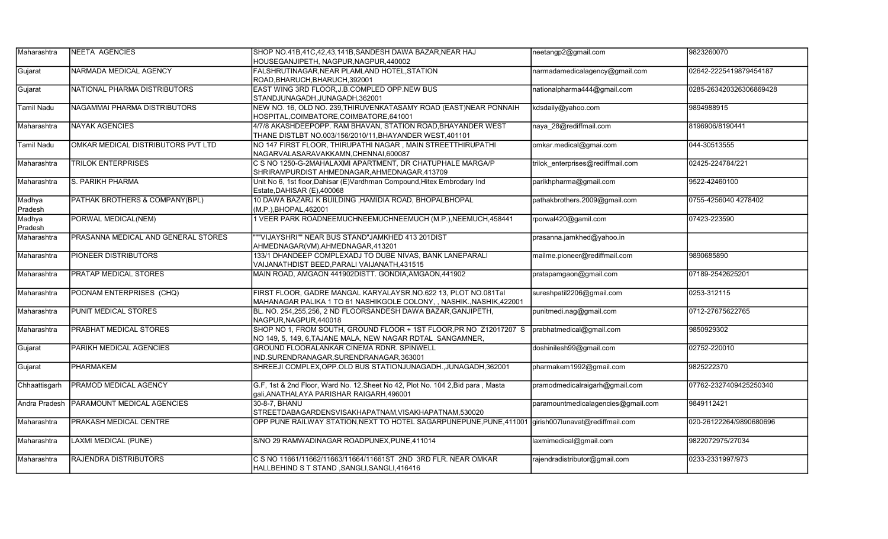| Maharashtra | NEETA AGENCIES | SHOP NO.41B,41C,42,43,141B,SANDESH DAWA BAZAR,NEAR HAJ HOUSEGANJIPETH, NAGPUR,NAGPUR,440002 | neetangp2@gmail.com | 9823260070 |
|---|---|---|---|---|
| Gujarat | NARMADA MEDICAL AGENCY | FALSHRUTINAGAR,NEAR PLAMLAND HOTEL,STATION ROAD,BHARUCH,BHARUCH,392001 | narmadamedicalagency@gmail.com | 02642-2225419879454187 |
| Gujarat | NATIONAL PHARMA DISTRIBUTORS | EAST WING 3RD FLOOR,J.B.COMPLED OPP.NEW BUS STANDJUNAGADH,JUNAGADH,362001 | nationalpharma444@gmail.com | 0285-263420326306869428 |
| Tamil Nadu | NAGAMMAI PHARMA DISTRIBUTORS | NEW NO. 16, OLD NO. 239,THIRUVENKATASAMY ROAD (EAST)NEAR PONNAIH HOSPITAL,COIMBATORE,COIMBATORE,641001 | kdsdaily@yahoo.com | 9894988915 |
| Maharashtra | NAYAK AGENCIES | 4/7/8 AKASHDEEPOPP. RAM BHAVAN, STATION ROAD,BHAYANDER WEST THANE DISTLBT NO.003/156/2010/11,BHAYANDER WEST,401101 | naya_28@rediffmail.com | 8196906/8190441 |
| Tamil Nadu | OMKAR MEDICAL DISTRIBUTORS PVT LTD | NO 147 FIRST FLOOR, THIRUPATHI NAGAR , MAIN STREETTHIRUPATHI NAGARVALASARAVAKKAMN,CHENNAI,600087 | omkar.medical@gmai.com | 044-30513555 |
| Maharashtra | TRILOK ENTERPRISES | C S NO 1250-G-2MAHALAXMI APARTMENT, DR CHATUPHALE MARGA/P SHRIRAMPURDIST AHMEDNAGAR,AHMEDNAGAR,413709 | trilok_enterprises@rediffmail.com | 02425-224784/221 |
| Maharashtra | S. PARIKH PHARMA | Unit No 6, 1st floor,Dahisar (E)Vardhman Compound,Hitex Embrodary Ind Estate,DAHISAR (E),400068 | parikhpharma@gmail.com | 9522-42460100 |
| Madhya Pradesh | PATHAK BROTHERS & COMPANY(BPL) | 10 DAWA BAZARJ K BUILDING ,HAMIDIA ROAD, BHOPALBHOPAL (M.P.),BHOPAL,462001 | pathakbrothers.2009@gmail.com | 0755-4256040 4278402 |
| Madhya Pradesh | PORWAL MEDICAL(NEM) | 1 VEER PARK ROADNEEMUCHNEEMUCHNEEMUCH (M.P.),NEEMUCH,458441 | rporwal420@gamil.com | 07423-223590 |
| Maharashtra | PRASANNA MEDICAL AND GENERAL STORES | """VIJAYSHRI"" NEAR BUS STAND"JAMKHED 413 201DIST AHMEDNAGAR(VM),AHMEDNAGAR,413201 | prasanna.jamkhed@yahoo.in | |
| Maharashtra | PIONEER DISTRIBUTORS | 133/1 DHANDEEP COMPLEXADJ TO DUBE NIVAS, BANK LANEPARALI VAIJANATHDIST BEED,PARALI VAIJANATH,431515 | mailme.pioneer@rediffmail.com | 9890685890 |
| Maharashtra | PRATAP MEDICAL STORES | MAIN ROAD, AMGAON 441902DISTT. GONDIA,AMGAON,441902 | pratapamgaon@gmail.com | 07189-2542625201 |
| Maharashtra | POONAM ENTERPRISES (CHQ) | FIRST FLOOR, GADRE MANGAL KARYALAYSR.NO.622 13, PLOT NO.081Tal MAHANAGAR PALIKA 1 TO 61 NASHIKGOLE COLONY, , NASHIK.,NASHIK,422001 | sureshpatil2206@gmail.com | 0253-312115 |
| Maharashtra | PUNIT MEDICAL STORES | BL. NO. 254,255,256, 2 ND FLOORSANDESH DAWA BAZAR,GANJIPETH, NAGPUR,NAGPUR,440018 | punitmedi.nag@gmail.com | 0712-27675622765 |
| Maharashtra | PRABHAT MEDICAL STORES | SHOP NO 1, FROM SOUTH, GROUND FLOOR + 1ST FLOOR,PR NO Z12017207 S NO 149, 5, 149, 6,TAJANE MALA, NEW NAGAR RDTAL SANGAMNER, | prabhatmedical@gmail.com | 9850929302 |
| Gujarat | PARIKH MEDICAL AGENCIES | GROUND FLOORALANKAR CINEMA RDNR. SPINWELL IND.SURENDRANAGAR,SURENDRANAGAR,363001 | doshinilesh99@gmail.com | 02752-220010 |
| Gujarat | PHARMAKEM | SHREEJI COMPLEX,OPP.OLD BUS STATIONJUNAGADH.,JUNAGADH,362001 | pharmakem1992@gmail.com | 9825222370 |
| Chhaattisgarh | PRAMOD MEDICAL AGENCY | G.F, 1st & 2nd Floor, Ward No. 12,Sheet No 42, Plot No. 104 2,Bid para , Masta gali,ANATHALAYA PARISHAR RAIGARH,496001 | pramodmedicalraigarh@gmail.com | 07762-2327409425250340 |
| Andra Pradesh | PARAMOUNT MEDICAL AGENCIES | 30-8-7, BHANU STREETDABAGARDENSVISAKHAPATNAM,VISAKHAPATNAM,530020 | paramountmedicalagencies@gmail.com | 9849112421 |
| Maharashtra | PRAKASH MEDICAL CENTRE | OPP PUNE RAILWAY STATION,NEXT TO HOTEL SAGARPUNEPUNE,PUNE,411001 | girish007lunavat@rediffmail.com | 020-26122264/9890680696 |
| Maharashtra | LAXMI MEDICAL (PUNE) | S/NO 29 RAMWADINAGAR ROADPUNEX,PUNE,411014 | laxmimedical@gmail.com | 9822072975/27034 |
| Maharashtra | RAJENDRA DISTRIBUTORS | C S NO 11661/11662/11663/11664/11661ST 2ND 3RD FLR. NEAR OMKAR HALLBEHIND S T STAND ,SANGLI,SANGLI,416416 | rajendradistributor@gmail.com | 0233-2331997/973 |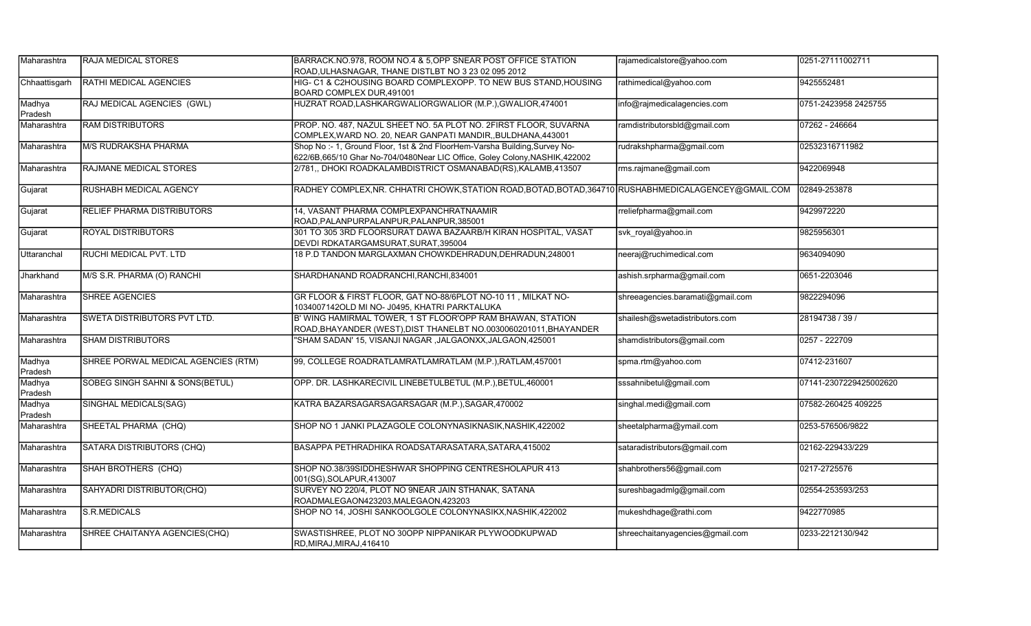| | | | | |
|---|---|---|---|---|
| Maharashtra | RAJA MEDICAL STORES | BARRACK.NO.978, ROOM NO.4 & 5,OPP SNEAR POST OFFICE STATION ROAD,ULHASNAGAR, THANE DISTLBT NO 3 23 02 095 2012 | rajamedicalstore@yahoo.com | 0251-27111002711 |
| Chhaattisgarh | RATHI MEDICAL AGENCIES | HIG- C1 & C2HOUSING BOARD COMPLEXOPP. TO NEW BUS STAND,HOUSING BOARD COMPLEX DUR,491001 | rathimedical@yahoo.com | 9425552481 |
| Madhya Pradesh | RAJ MEDICAL AGENCIES (GWL) | HUZRAT ROAD,LASHKARGWALIORGWALIOR (M.P.),GWALIOR,474001 | info@rajmedicalagencies.com | 0751-2423958 2425755 |
| Maharashtra | RAM DISTRIBUTORS | PROP. NO. 487, NAZUL SHEET NO. 5A PLOT NO. 2FIRST FLOOR, SUVARNA COMPLEX,WARD NO. 20, NEAR GANPATI MANDIR,,BULDHANA,443001 | ramdistributorsbld@gmail.com | 07262 - 246664 |
| Maharashtra | M/S RUDRAKSHA PHARMA | Shop No :- 1, Ground Floor, 1st & 2nd FloorHem-Varsha Building,Survey No-622/6B,665/10 Ghar No-704/0480Near LIC Office, Goley Colony,NASHIK,422002 | rudrakshpharma@gmail.com | 02532316711982 |
| Maharashtra | RAJMANE MEDICAL STORES | 2/781,, DHOKI ROADKALAMBDISTRICT OSMANABAD(RS),KALAMB,413507 | rms.rajmane@gmail.com | 9422069948 |
| Gujarat | RUSHABH MEDICAL AGENCY | RADHEY COMPLEX,NR. CHHATRI CHOWK,STATION ROAD,BOTAD,BOTAD,364710 | RUSHABHMEDICALAGENCEY@GMAIL.COM | 02849-253878 |
| Gujarat | RELIEF PHARMA DISTRIBUTORS | 14, VASANT PHARMA COMPLEXPANCHRATNAAMIR ROAD,PALANPURPALANPUR,PALANPUR,385001 | rreliefpharma@gmail.com | 9429972220 |
| Gujarat | ROYAL DISTRIBUTORS | 301 TO 305 3RD FLOORSURAT DAWA BAZAARB/H KIRAN HOSPITAL, VASAT DEVDI RDKATARGAMSURAT,SURAT,395004 | svk_royal@yahoo.in | 9825956301 |
| Uttaranchal | RUCHI MEDICAL PVT. LTD | 18 P.D TANDON MARGLAXMAN CHOWKDEHRADUN,DEHRADUN,248001 | neeraj@ruchimedical.com | 9634094090 |
| Jharkhand | M/S S.R. PHARMA (O) RANCHI | SHARDHANAND ROADRANCHI,RANCHI,834001 | ashish.srpharma@gmail.com | 0651-2203046 |
| Maharashtra | SHREE AGENCIES | GR FLOOR & FIRST FLOOR, GAT NO-88/6PLOT NO-10 11 , MILKAT NO-1034007142OLD MI NO- J0495, KHATRI PARKTALUKA | shreeagencies.baramati@gmail.com | 9822294096 |
| Maharashtra | SWETA DISTRIBUTORS PVT LTD. | B' WING HAMIRMAL TOWER, 1 ST FLOOR'OPP RAM BHAWAN, STATION ROAD,BHAYANDER (WEST),DIST THANELBT NO.0030060201011,BHAYANDER | shailesh@swetadistributors.com | 28194738 / 39 / |
| Maharashtra | SHAM DISTRIBUTORS | "SHAM SADAN' 15, VISANJI NAGAR ,JALGAONXX,JALGAON,425001 | shamdistributors@gmail.com | 0257 - 222709 |
| Madhya Pradesh | SHREE PORWAL MEDICAL AGENCIES (RTM) | 99, COLLEGE ROADRATLAMRATLAMRATLAM (M.P.),RATLAM,457001 | spma.rtm@yahoo.com | 07412-231607 |
| Madhya Pradesh | SOBEG SINGH SAHNI & SONS(BETUL) | OPP. DR. LASHKARECIVIL LINEBETULBETUL (M.P.),BETUL,460001 | sssahnibetul@gmail.com | 07141-2307229425002620 |
| Madhya Pradesh | SINGHAL MEDICALS(SAG) | KATRA BAZARSAGARSAGARSAGAR (M.P.),SAGAR,470002 | singhal.medi@gmail.com | 07582-260425 409225 |
| Maharashtra | SHEETAL PHARMA (CHQ) | SHOP NO 1 JANKI PLAZAGOLE COLONYNASIKNASIK,NASHIK,422002 | sheetalpharma@ymail.com | 0253-576506/9822 |
| Maharashtra | SATARA DISTRIBUTORS (CHQ) | BASAPPA PETHRADHIKA ROADSATARASATARA,SATARA,415002 | sataradistributors@gmail.com | 02162-229433/229 |
| Maharashtra | SHAH BROTHERS (CHQ) | SHOP NO.38/39SIDDHESHWAR SHOPPING CENTRESHOLAPUR 413 001(SG),SOLAPUR,413007 | shahbrothers56@gmail.com | 0217-2725576 |
| Maharashtra | SAHYADRI DISTRIBUTOR(CHQ) | SURVEY NO 220/4, PLOT NO 9NEAR JAIN STHANAK, SATANA ROADMALEGAON423203,MALEGAON,423203 | sureshbagadmlg@gmail.com | 02554-253593/253 |
| Maharashtra | S.R.MEDICALS | SHOP NO 14, JOSHI SANKOOLGOLE COLONYNASIKX,NASHIK,422002 | mukeshdhage@rathi.com | 9422770985 |
| Maharashtra | SHREE CHAITANYA AGENCIES(CHQ) | SWASTISHREE, PLOT NO 30OPP NIPPANIKAR PLYWOODKUPWAD RD,MIRAJ,MIRAJ,416410 | shreechaitanyagencies@gmail.com | 0233-2212130/942 |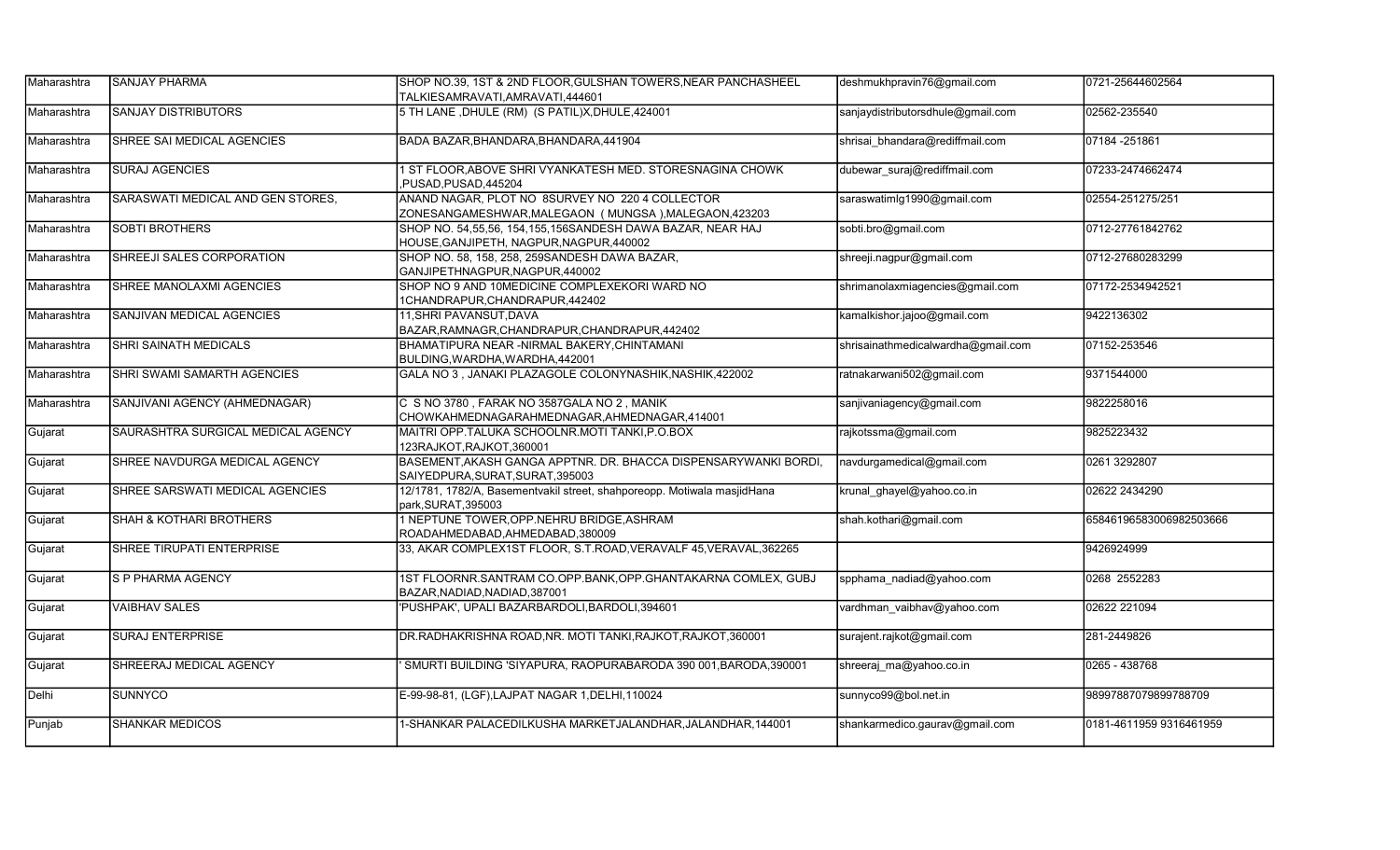| Maharashtra | SANJAY PHARMA | SHOP NO.39, 1ST & 2ND FLOOR,GULSHAN TOWERS,NEAR PANCHASHEEL TALKIESAMRAVATI,AMRAVATI,444601 | deshmukhpravin76@gmail.com | 0721-25644602564 |
|---|---|---|---|---|
| Maharashtra | SANJAY DISTRIBUTORS | 5 TH LANE ,DHULE (RM) (S PATIL)X,DHULE,424001 | sanjaydistributorsdhule@gmail.com | 02562-235540 |
| Maharashtra | SHREE SAI MEDICAL AGENCIES | BADA BAZAR,BHANDARA,BHANDARA,441904 | shrisai_bhandara@rediffmail.com | 07184 -251861 |
| Maharashtra | SURAJ AGENCIES | 1 ST FLOOR,ABOVE SHRI VYANKATESH MED. STORESNAGINA CHOWK ,PUSAD,PUSAD,445204 | dubewar_suraj@rediffmail.com | 07233-2474662474 |
| Maharashtra | SARASWATI MEDICAL AND GEN STORES, | ANAND NAGAR, PLOT NO 8SURVEY NO 220 4 COLLECTOR ZONESANGAMESHWAR,MALEGAON ( MUNGSA ),MALEGAON,423203 | saraswatimlg1990@gmail.com | 02554-251275/251 |
| Maharashtra | SOBTI BROTHERS | SHOP NO. 54,55,56, 154,155,156SANDESH DAWA BAZAR, NEAR HAJ HOUSE,GANJIPETH, NAGPUR,NAGPUR,440002 | sobti.bro@gmail.com | 0712-27761842762 |
| Maharashtra | SHREEJI SALES CORPORATION | SHOP NO. 58, 158, 258, 259SANDESH DAWA BAZAR, GANJIPETHNAGPUR,NAGPUR,440002 | shreeji.nagpur@gmail.com | 0712-27680283299 |
| Maharashtra | SHREE MANOLAXMI AGENCIES | SHOP NO 9 AND 10MEDICINE COMPLEXEKORI WARD NO 1CHANDRAPUR,CHANDRAPUR,442402 | shrimanolaxmiagencies@gmail.com | 07172-2534942521 |
| Maharashtra | SANJIVAN MEDICAL AGENCIES | 11,SHRI PAVANSUT,DAVA BAZAR,RAMNAGR,CHANDRAPUR,CHANDRAPUR,442402 | kamalkishor.jajoo@gmail.com | 9422136302 |
| Maharashtra | SHRI SAINATH MEDICALS | BHAMATIPURA NEAR -NIRMAL BAKERY,CHINTAMANI BULDING,WARDHA,WARDHA,442001 | shrisainathmedicalwardha@gmail.com | 07152-253546 |
| Maharashtra | SHRI SWAMI SAMARTH AGENCIES | GALA NO 3 , JANAKI PLAZAGOLE COLONYNASHIK,NASHIK,422002 | ratnakarwani502@gmail.com | 9371544000 |
| Maharashtra | SANJIVANI AGENCY (AHMEDNAGAR) | C S NO 3780 , FARAK NO 3587GALA NO 2 , MANIK CHOWKAHMEDNAGARAHMEDNAGAR,AHMEDNAGAR,414001 | sanjivaniagency@gmail.com | 9822258016 |
| Gujarat | SAURASHTRA SURGICAL MEDICAL AGENCY | MAITRI OPP.TALUKA SCHOOLNR.MOTI TANKI,P.O.BOX 123RAJKOT,RAJKOT,360001 | rajkotssma@gmail.com | 9825223432 |
| Gujarat | SHREE NAVDURGA MEDICAL AGENCY | BASEMENT,AKASH GANGA APPTNR. DR. BHACCA DISPENSARYWANKI BORDI, SAIYEDPURA,SURAT,SURAT,395003 | navdurgamedical@gmail.com | 0261 3292807 |
| Gujarat | SHREE SARSWATI MEDICAL AGENCIES | 12/1781, 1782/A, Basementvakil street, shahporeopp. Motiwala masjidHana park,SURAT,395003 | krunal_ghayel@yahoo.co.in | 02622 2434290 |
| Gujarat | SHAH & KOTHARI BROTHERS | 1 NEPTUNE TOWER,OPP.NEHRU BRIDGE,ASHRAM ROADAHMEDABAD,AHMEDABAD,380009 | shah.kothari@gmail.com | 6584619658300698250366​6 |
| Gujarat | SHREE TIRUPATI ENTERPRISE | 33, AKAR COMPLEX1ST FLOOR, S.T.ROAD,VERAVALF 45,VERAVAL,362265 | | 9426924999 |
| Gujarat | S P PHARMA AGENCY | 1ST FLOORNR.SANTRAM CO.OPP.BANK,OPP.GHANTAKARNA COMLEX, GUBJ BAZAR,NADIAD,NADIAD,387001 | spphama_nadiad@yahoo.com | 0268 2552283 |
| Gujarat | VAIBHAV SALES | 'PUSHPAK', UPALI BAZARBARDOLI,BARDOLI,394601 | vardhman_vaibhav@yahoo.com | 02622 221094 |
| Gujarat | SURAJ ENTERPRISE | DR.RADHAKRISHNA ROAD,NR. MOTI TANKI,RAJKOT,RAJKOT,360001 | surajent.rajkot@gmail.com | 281-2449826 |
| Gujarat | SHREERAJ MEDICAL AGENCY | ' SMURTI BUILDING 'SIYAPURA, RAOPURABARODA 390 001,BARODA,390001 | shreeraj_ma@yahoo.co.in | 0265 - 438768 |
| Delhi | SUNNYCO | E-99-98-81, (LGF),LAJPAT NAGAR 1,DELHI,110024 | sunnyco99@bol.net.in | 98997887079899788709 |
| Punjab | SHANKAR MEDICOS | 1-SHANKAR PALACEDILKUSHA MARKETJALANDHAR,JALANDHAR,144001 | shankarmedico.gaurav@gmail.com | 0181-4611959 9316461959 |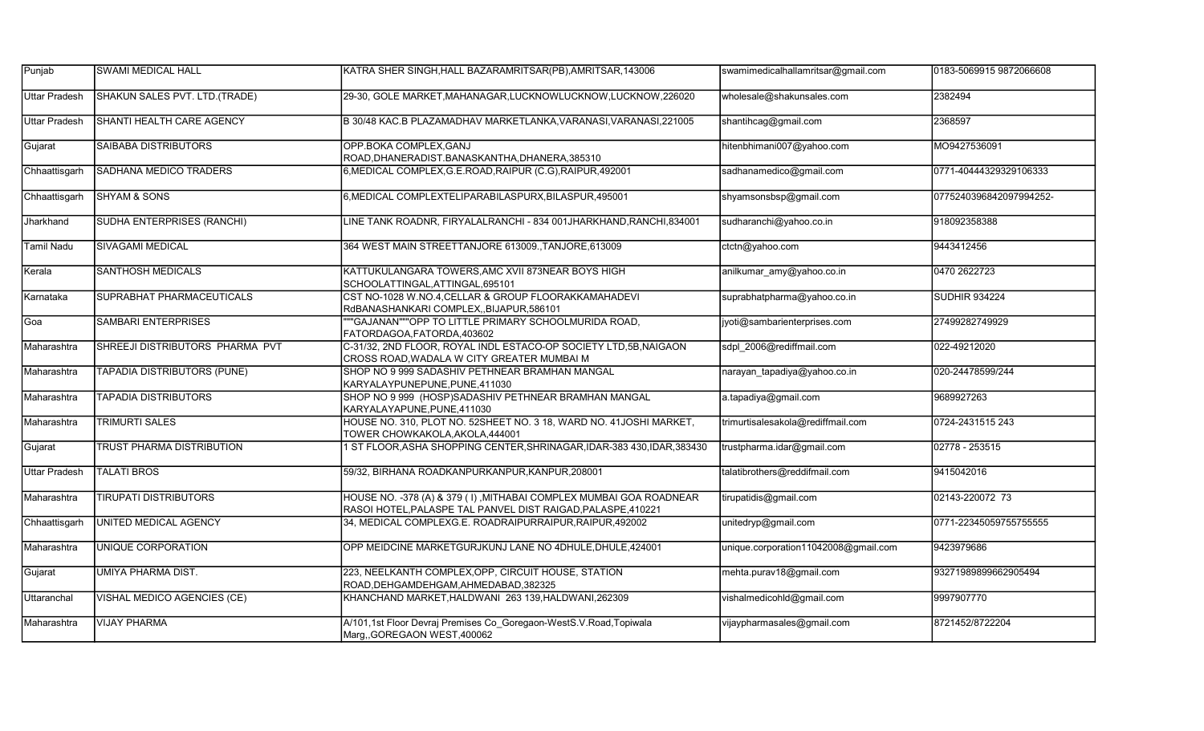| | | | | |
|---|---|---|---|---|
| Punjab | SWAMI MEDICAL HALL | KATRA SHER SINGH,HALL BAZARAMRITSAR(PB),AMRITSAR,143006 | swamimedicalhallamritsar@gmail.com | 0183-5069915 9872066608 |
| Uttar Pradesh | SHAKUN SALES PVT. LTD.(TRADE) | 29-30, GOLE MARKET,MAHANAGAR,LUCKNOWLUCKNOW,LUCKNOW,226020 | wholesale@shakunsales.com | 2382494 |
| Uttar Pradesh | SHANTI HEALTH CARE AGENCY | B 30/48 KAC.B PLAZAMADHAV MARKETLANKA,VARANASI,VARANASI,221005 | shantihcag@gmail.com | 2368597 |
| Gujarat | SAIBABA DISTRIBUTORS | OPP.BOKA COMPLEX,GANJ ROAD,DHANERADIST.BANASKANTHA,DHANERA,385310 | hitenbhimani007@yahoo.com | MO9427536091 |
| Chhaattisgarh | SADHANA MEDICO TRADERS | 6,MEDICAL COMPLEX,G.E.ROAD,RAIPUR (C.G),RAIPUR,492001 | sadhanamedico@gmail.com | 0771-40444329329106333 |
| Chhaattisgarh | SHYAM & SONS | 6,MEDICAL COMPLEXTELIPARABILASPURX,BILASPUR,495001 | shyamsonsbsp@gmail.com | 0775240396842097994252- |
| Jharkhand | SUDHA ENTERPRISES (RANCHI) | LINE TANK ROADNR, FIRYALALRANCHI - 834 001JHARKHAND,RANCHI,834001 | sudharanchi@yahoo.co.in | 918092358388 |
| Tamil Nadu | SIVAGAMI MEDICAL | 364 WEST MAIN STREETTANJORE 613009.,TANJORE,613009 | ctctn@yahoo.com | 9443412456 |
| Kerala | SANTHOSH MEDICALS | KATTUKULANGARA TOWERS,AMC XVII 873NEAR BOYS HIGH SCHOOLATTINGAL,ATTINGAL,695101 | anilkumar_amy@yahoo.co.in | 0470 2622723 |
| Karnataka | SUPRABHAT PHARMACEUTICALS | CST NO-1028 W.NO.4,CELLAR & GROUP FLOORAKKAMAHADEVI RdBANASHANKARI COMPLEX,,BIJAPUR,586101 | suprabhatpharma@yahoo.co.in | SUDHIR 934224 |
| Goa | SAMBARI ENTERPRISES | """GAJANAN"""OPP TO LITTLE PRIMARY SCHOOLMURIDA ROAD, FATORDAGOA,FATORDA,403602 | jyoti@sambarienterprises.com | 27499282749929 |
| Maharashtra | SHREEJI DISTRIBUTORS PHARMA PVT | C-31/32, 2ND FLOOR, ROYAL INDL ESTACO-OP SOCIETY LTD,5B,NAIGAON CROSS ROAD,WADALA W CITY GREATER MUMBAI M | sdpl_2006@rediffmail.com | 022-49212020 |
| Maharashtra | TAPADIA DISTRIBUTORS (PUNE) | SHOP NO 9 999 SADASHIV PETHNEAR BRAMHAN MANGAL KARYALAYPUNEPUNE,PUNE,411030 | narayan_tapadiya@yahoo.co.in | 020-24478599/244 |
| Maharashtra | TAPADIA DISTRIBUTORS | SHOP NO 9 999 (HOSP)SADASHIV PETHNEAR BRAMHAN MANGAL KARYALAYAPUNE,PUNE,411030 | a.tapadiya@gmail.com | 9689927263 |
| Maharashtra | TRIMURTI SALES | HOUSE NO. 310, PLOT NO. 52SHEET NO. 3 18, WARD NO. 41JOSHI MARKET, TOWER CHOWKAKOLA,AKOLA,444001 | trimurtisalesakola@rediffmail.com | 0724-2431515 243 |
| Gujarat | TRUST PHARMA DISTRIBUTION | 1 ST FLOOR,ASHA SHOPPING CENTER,SHRINAGAR,IDAR-383 430,IDAR,383430 | trustpharma.idar@gmail.com | 02778 - 253515 |
| Uttar Pradesh | TALATI BROS | 59/32, BIRHANA ROADKANPURKANPUR,KANPUR,208001 | talatibrothers@reddifmail.com | 9415042016 |
| Maharashtra | TIRUPATI DISTRIBUTORS | HOUSE NO. -378 (A) & 379 ( I) ,MITHABAI COMPLEX MUMBAI GOA ROADNEAR RASOI HOTEL,PALASPE TAL PANVEL DIST RAIGAD,PALASPE,410221 | tirupatidis@gmail.com | 02143-220072 73 |
| Chhaattisgarh | UNITED MEDICAL AGENCY | 34, MEDICAL COMPLEXG.E. ROADRAIPURRAIPUR,RAIPUR,492002 | unitedryp@gmail.com | 0771-22345059755755555 |
| Maharashtra | UNIQUE CORPORATION | OPP MEIDCINE MARKETGURJKUNJ LANE NO 4DHULE,DHULE,424001 | unique.corporation11042008@gmail.com | 9423979686 |
| Gujarat | UMIYA PHARMA DIST. | 223, NEELKANTH COMPLEX,OPP, CIRCUIT HOUSE, STATION ROAD,DEHGAMDEHGAM,AHMEDABAD,382325 | mehta.purav18@gmail.com | 93271989899662905494 |
| Uttaranchal | VISHAL MEDICO AGENCIES (CE) | KHANCHAND MARKET,HALDWANI 263 139,HALDWANI,262309 | vishalmedicohld@gmail.com | 9997907770 |
| Maharashtra | VIJAY PHARMA | A/101,1st Floor Devraj Premises Co_Goregaon-WestS.V.Road,Topiwala Marg,,GOREGAON WEST,400062 | vijaypharmasales@gmail.com | 8721452/8722204 |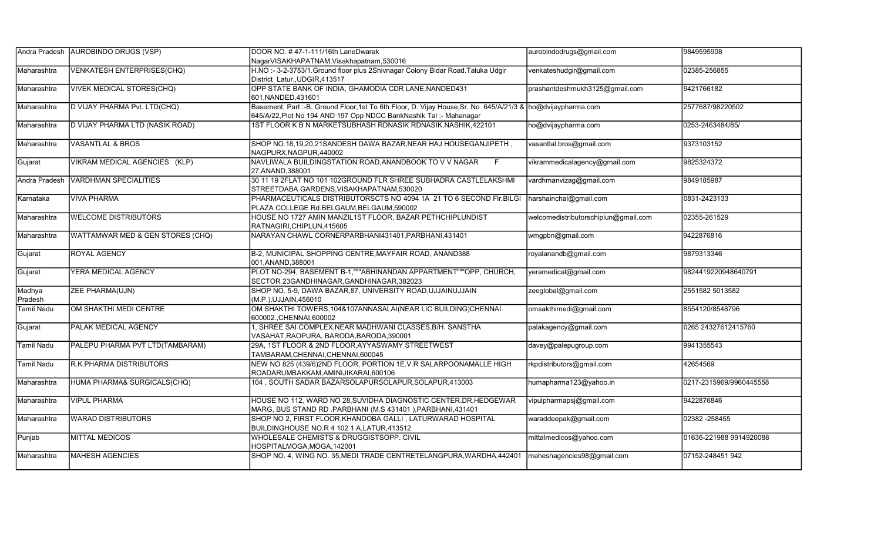| | | | | |
|---|---|---|---|---|
| Andra Pradesh | AUROBINDO DRUGS (VSP) | DOOR NO. # 47-1-111/16th LaneDwarak NagarVISAKHAPATNAM,Visakhapatnam,530016 | aurobindodrugs@gmail.com | 9849595908 |
| Maharashtra | VENKATESH ENTERPRISES(CHQ) | H.NO :- 3-2-3753/1.Ground floor plus 2Shivnagar Colony Bidar Road.Taluka Udgir District Latur.,UDGIR,413517 | venkateshudgir@gmail.com | 02385-256855 |
| Maharashtra | VIVEK MEDICAL STORES(CHQ) | OPP STATE BANK OF INDIA, GHAMODIA CDR LANE,NANDED431 601,NANDED,431601 | prashantdeshmukh3125@gmail.com | 9421766182 |
| Maharashtra | D VIJAY PHARMA Pvt. LTD(CHQ) | Basement, Part :-B, Ground Floor,1st To 6th Floor, D. Vijay House,Sr. No 645/A/21/3 & 645/A/22,Plot No 194 AND 197 Opp NDCC BankNashik Tal :- Mahanagar | ho@dvijaypharma.com | 2577687/98220502 |
| Maharashtra | D VIJAY PHARMA LTD (NASIK ROAD) | 1ST FLOOR K B N MARKETSUBHASH RDNASIK RDNASIK,NASHIK,422101 | ho@dvijaypharma.com | 0253-2463484/85/ |
| Maharashtra | VASANTLAL & BROS | SHOP NO.18,19,20,21SANDESH DAWA BAZAR,NEAR HAJ HOUSEGANJIPETH , NAGPURX,NAGPUR,440002 | vasantlal.bros@gmail.com | 9373103152 |
| Gujarat | VIKRAM MEDICAL AGENCIES (KLP) | NAVLIWALA BUILDINGSTATION ROAD,ANANDBOOK TO V V NAGAR F 27,ANAND,388001 | vikrammedicalagency@gmail.com | 9825324372 |
| Andra Pradesh | VARDHMAN SPECIALITIES | 30 11 19 2FLAT NO 101 102GROUND FLR SHREE SUBHADRA CASTLELAKSHMI STREETDABA GARDENS,VISAKHAPATNAM,530020 | vardhmanvizag@gmail.com | 9849185987 |
| Karnataka | VIVA PHARMA | PHARMACEUTICALS DISTRIBUTORSCTS NO 4094 1A 21 TO 6 SECOND Flr.BILGI PLAZA COLLEGE Rd.BELGAUM,BELGAUM,590002 | harshainchal@gmail.com | 0831-2423133 |
| Maharashtra | WELCOME DISTRIBUTORS | HOUSE NO 1727 AMIN MANZIL1ST FLOOR, BAZAR PETHCHIPLUNDIST RATNAGIRI,CHIPLUN,415605 | welcomedistributorschiplun@gmail.com | 02355-261529 |
| Maharashtra | WATTAMWAR MED & GEN STORES (CHQ) | NARAYAN CHAWL CORNERPARBHANI431401,PARBHANI,431401 | wmgpbn@gmail.com | 9422876816 |
| Gujarat | ROYAL AGENCY | B-2, MUNICIPAL SHOPPING CENTRE,MAYFAIR ROAD, ANAND388 001,ANAND,388001 | royalanandb@gmail.com | 9879313346 |
| Gujarat | YERA MEDICAL AGENCY | PLOT NO-294, BASEMENT B-1,"""ABHINANDAN APPARTMENT"""OPP, CHURCH, SECTOR 23GANDHINAGAR,GANDHINAGAR,382023 | yeramedical@gmail.com | 9824419220948640791 |
| Madhya Pradesh | ZEE PHARMA(UJN) | SHOP NO. 5-9, DAWA BAZAR,87, UNIVERSITY ROAD,UJJAINUJJAIN (M.P.),UJJAIN,456010 | zeeglobal@gmail.com | 2551582 5013582 |
| Tamil Nadu | OM SHAKTHI MEDI CENTRE | OM SHAKTHI TOWERS,104&107ANNASALAI(NEAR LIC BUILDING)CHENNAI 600002.,CHENNAI,600002 | omsakthimedi@gmail.com | 8554120/8548796 |
| Gujarat | PALAK MEDICAL AGENCY | 1, SHREE SAI COMPLEX,NEAR MADHWANI CLASSES,B/H. SANSTHA VASAHAT,RAOPURA, BARODA,BARODA,390001 | palakagency@gmail.com | 0265 24327612415760 |
| Tamil Nadu | PALEPU PHARMA PVT LTD(TAMBARAM) | 29A, 1ST FLOOR & 2ND FLOOR,AYYASWAMY STREETWEST TAMBARAM,CHENNAI,CHENNAI,600045 | davey@palepugroup.com | 9941355543 |
| Tamil Nadu | R.K.PHARMA DISTRIBUTORS | NEW NO 825 (439/6)2ND FLOOR, PORTION 1E.V.R SALARPOONAMALLE HIGH ROADARUMBAKKAM,AMINIJIKARAI,600106 | rkpdistributors@gmail.com | 42654569 |
| Maharashtra | HUMA PHARMA& SURGICALS(CHQ) | 104 , SOUTH SADAR BAZARSOLAPURSOLAPUR,SOLAPUR,413003 | humapharma123@yahoo.in | 0217-2315969/9960445558 |
| Maharashtra | VIPUL PHARMA | HOUSE NO 112, WARD NO 28,SUVIDHA DIAGNOSTIC CENTER,DR,HEDGEWAR MARG, BUS STAND RD .PARBHANI (M.S 431401 ),PARBHANI,431401 | vipulpharmapsj@gmail.com | 9422876846 |
| Maharashtra | WARAD DISTRIBUTORS | SHOP NO 2, FIRST FLOOR,KHANDOBA GALLI , LATURWARAD HOSPITAL BUILDINGHOUSE NO.R 4 102 1 A,LATUR,413512 | waraddeepak@gmail.com | 02382 -258455 |
| Punjab | MITTAL MEDICOS | WHOLESALE CHEMISTS & DRUGGISTSOPP. CIVIL HOSPITALMOGA,MOGA,142001 | mittalmedicos@yahoo.com | 01636-221988 9914920088 |
| Maharashtra | MAHESH AGENCIES | SHOP NO. 4, WING NO. 35,MEDI TRADE CENTRETELANGPURA,WARDHA,442401 | maheshagencies98@gmail.com | 07152-248451 942 |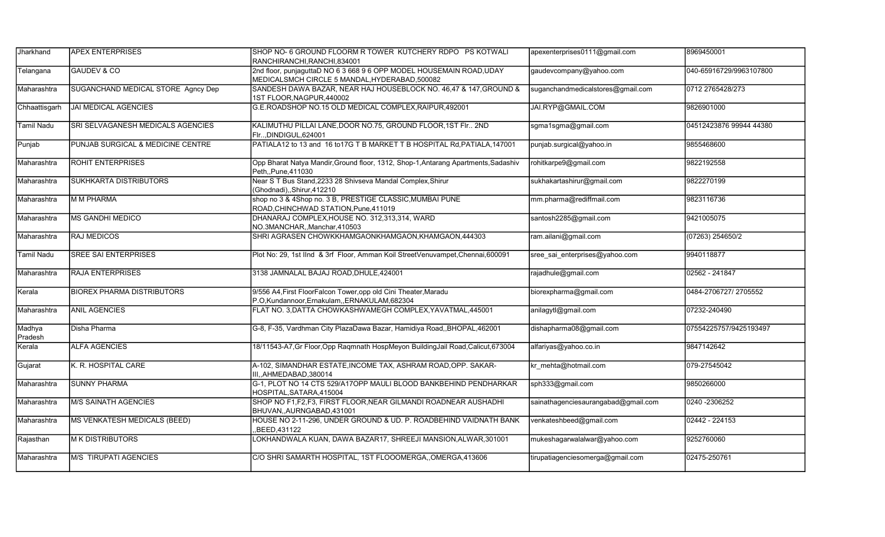| Jharkhand | APEX ENTERPRISES | SHOP NO- 6 GROUND FLOORM R TOWER KUTCHERY RDPO PS KOTWALI RANCHIRANCHI,RANCHI,834001 | apexenterprises0111@gmail.com | 8969450001 |
|---|---|---|---|---|
| Telangana | GAUDEV & CO | 2nd floor, punjaguttaD NO 6 3 668 9 6 OPP MODEL HOUSEMAIN ROAD,UDAY MEDICALSMCH CIRCLE 5 MANDAL,HYDERABAD,500082 | gaudevcompany@yahoo.com | 040-65916729/9963107800 |
| Maharashtra | SUGANCHAND MEDICAL STORE Agncy Dep | SANDESH DAWA BAZAR, NEAR HAJ HOUSEBLOCK NO. 46,47 & 147,GROUND & 1ST FLOOR,NAGPUR,440002 | suganchandmedicalstores@gmail.com | 0712 2765428/273 |
| Chhaattisgarh | JAI MEDICAL AGENCIES | G.E.ROADSHOP NO.15 OLD MEDICAL COMPLEX,RAIPUR,492001 | JAI.RYP@GMAIL.COM | 9826901000 |
| Tamil Nadu | SRI SELVAGANESH MEDICALS AGENCIES | KALIMUTHU PILLAI LANE,DOOR NO.75, GROUND FLOOR,1ST Flr.. 2ND Flr..,DINDIGUL,624001 | sgma1sgma@gmail.com | 04512423876 99944 44380 |
| Punjab | PUNJAB SURGICAL & MEDICINE CENTRE | PATIALA12 to 13 and 16 to17G T B MARKET T B HOSPITAL Rd,PATIALA,147001 | punjab.surgical@yahoo.in | 9855468600 |
| Maharashtra | ROHIT ENTERPRISES | Opp Bharat Natya Mandir,Ground floor, 1312, Shop-1,Antarang Apartments,Sadashiv Peth,,Pune,411030 | rohitkarpe9@gmail.com | 9822192558 |
| Maharashtra | SUKHKARTA DISTRIBUTORS | Near S T Bus Stand,2233 28 Shivseva Mandal Complex,Shirur (Ghodnadi),,Shirur,412210 | sukhakartashirur@gmail.com | 9822270199 |
| Maharashtra | M M PHARMA | shop no 3 & 4Shop no. 3 B, PRESTIGE CLASSIC,MUMBAI PUNE ROAD,CHINCHWAD STATION,Pune,411019 | mm.pharma@rediffmail.com | 9823116736 |
| Maharashtra | MS GANDHI MEDICO | DHANARAJ COMPLEX,HOUSE NO. 312,313,314, WARD NO.3MANCHAR,,Manchar,410503 | santosh2285@gmail.com | 9421005075 |
| Maharashtra | RAJ MEDICOS | SHRI AGRASEN CHOWKKHAMGAONKHAMGAON,KHAMGAON,444303 | ram.ailani@gmail.com | (07263) 254650/2 |
| Tamil Nadu | SREE SAI ENTERPRISES | Plot No: 29, 1st IInd & 3rf Floor, Amman Koil StreetVenuvampet,Chennai,600091 | sree_sai_enterprises@yahoo.com | 9940118877 |
| Maharashtra | RAJA ENTERPRISES | 3138 JAMNALAL BAJAJ ROAD,DHULE,424001 | rajadhule@gmail.com | 02562 - 241847 |
| Kerala | BIOREX PHARMA DISTRIBUTORS | 9/556 A4,First FloorFalcon Tower,opp old Cini Theater,Maradu P.O,Kundannoor,Ernakulam,,ERNAKULAM,682304 | biorexpharma@gmail.com | 0484-2706727/ 2705552 |
| Maharashtra | ANIL AGENCIES | FLAT NO. 3,DATTA CHOWKASHWAMEGH COMPLEX,YAVATMAL,445001 | anilagytl@gmail.com | 07232-240490 |
| Madhya Pradesh | Disha Pharma | G-8, F-35, Vardhman City PlazaDawa Bazar, Hamidiya Road,,BHOPAL,462001 | dishapharma08@gmail.com | 07554225757/9425193497 |
| Kerala | ALFA AGENCIES | 18/11543-A7,Gr Floor,Opp Raqmnath HospMeyon BuildingJail Road,Calicut,673004 | alfariyas@yahoo.co.in | 9847142642 |
| Gujarat | K. R. HOSPITAL CARE | A-102, SIMANDHAR ESTATE,INCOME TAX, ASHRAM ROAD,OPP. SAKAR-III,,AHMEDABAD,380014 | kr_mehta@hotmail.com | 079-27545042 |
| Maharashtra | SUNNY PHARMA | G-1, PLOT NO 14 CTS 529/A17OPP MAULI BLOOD BANKBEHIND PENDHARKAR HOSPITAL,SATARA,415004 | sph333@gmail.com | 9850266000 |
| Maharashtra | M/S SAINATH AGENCIES | SHOP NO F1,F2,F3, FIRST FLOOR,NEAR GILMANDI ROADNEAR AUSHADHI BHUVAN,,AURNGABAD,431001 | sainathagenciesaurangabad@gmail.com | 0240 -2306252 |
| Maharashtra | MS VENKATESH MEDICALS (BEED) | HOUSE NO 2-11-296, UNDER GROUND & UD. P. ROADBEHIND VAIDNATH BANK ,,BEED,431122 | venkateshbeed@gmail.com | 02442 - 224153 |
| Rajasthan | M K DISTRIBUTORS | LOKHANDWALA KUAN, DAWA BAZAR17, SHREEJI MANSION,ALWAR,301001 | mukeshagarwalalwar@yahoo.com | 9252760060 |
| Maharashtra | M/S TIRUPATI AGENCIES | C/O SHRI SAMARTH HOSPITAL, 1ST FLOOOMERGA,,OMERGA,413606 | tirupatiagenciesomerga@gmail.com | 02475-250761 |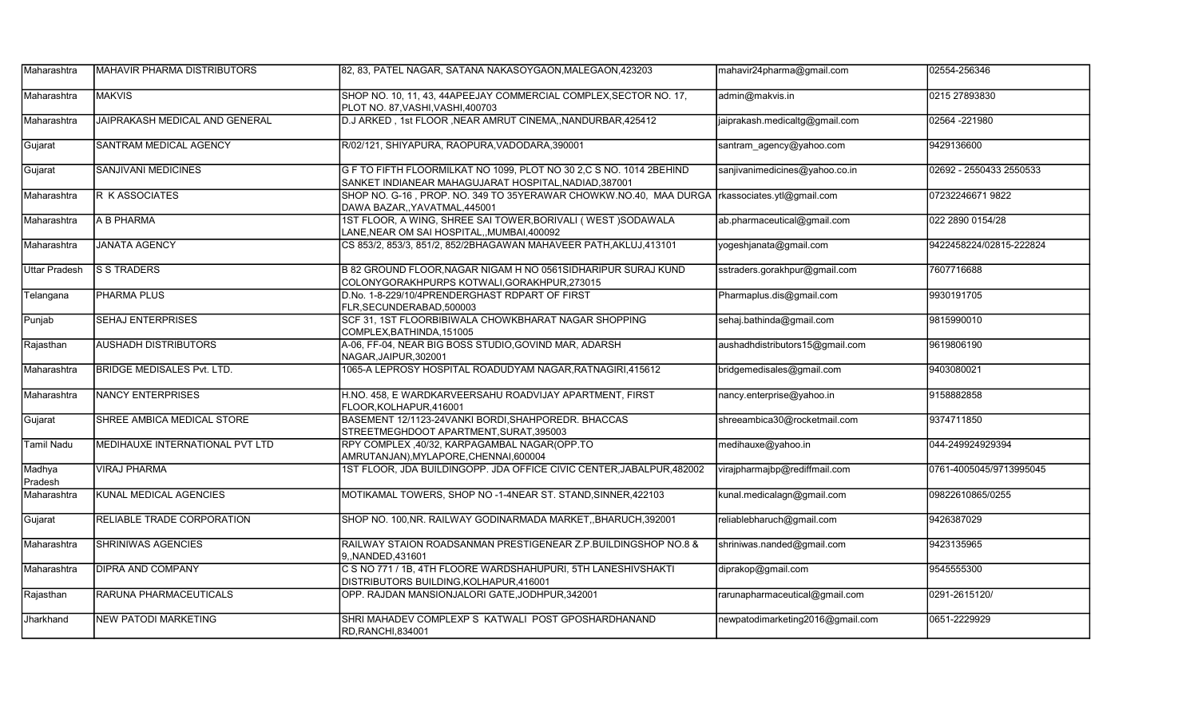| | | | | |
|---|---|---|---|---|
| Maharashtra | MAHAVIR PHARMA DISTRIBUTORS | 82, 83, PATEL NAGAR, SATANA NAKASOYGAON,MALEGAON,423203 | mahavir24pharma@gmail.com | 02554-256346 |
| Maharashtra | MAKVIS | SHOP NO. 10, 11, 43, 44APEEJAY COMMERCIAL COMPLEX,SECTOR NO. 17, PLOT NO. 87,VASHI,VASHI,400703 | admin@makvis.in | 0215 27893830 |
| Maharashtra | JAIPRAKASH MEDICAL AND GENERAL | D.J ARKED , 1st FLOOR ,NEAR AMRUT CINEMA,,NANDURBAR,425412 | jaiprakash.medicaltg@gmail.com | 02564 -221980 |
| Gujarat | SANTRAM MEDICAL AGENCY | R/02/121, SHIYAPURA, RAOPURA,VADODARA,390001 | santram_agency@yahoo.com | 9429136600 |
| Gujarat | SANJIVANI MEDICINES | G F TO FIFTH FLOORMILKAT NO 1099, PLOT NO 30 2,C S NO. 1014 2BEHIND SANKET INDIANEAR MAHAGUJARAT HOSPITAL,NADIAD,387001 | sanjivanimedicines@yahoo.co.in | 02692 - 2550433 2550533 |
| Maharashtra | R K ASSOCIATES | SHOP NO. G-16 , PROP. NO. 349 TO 35YERAWAR CHOWKW.NO.40, MAA DURGA DAWA BAZAR,,YAVATMAL,445001 | rkassociates.ytl@gmail.com | 07232246671 9822 |
| Maharashtra | A B PHARMA | 1ST FLOOR, A WING, SHREE SAI TOWER,BORIVALI ( WEST )SODAWALA LANE,NEAR OM SAI HOSPITAL,,MUMBAI,400092 | ab.pharmaceutical@gmail.com | 022 2890 0154/28 |
| Maharashtra | JANATA AGENCY | CS 853/2, 853/3, 851/2, 852/2BHAGAWAN MAHAVEER PATH,AKLUJ,413101 | yogeshjanata@gmail.com | 9422458224/02815-222824 |
| Uttar Pradesh | S S TRADERS | B 82 GROUND FLOOR,NAGAR NIGAM H NO 0561SIDHARIPUR SURAJ KUND COLONYGORAKHPURPS KOTWALI,GORAKHPUR,273015 | sstraders.gorakhpur@gmail.com | 7607716688 |
| Telangana | PHARMA PLUS | D.No. 1-8-229/10/4PRENDERGHAST RDPART OF FIRST FLR,SECUNDERABAD,500003 | Pharmaplus.dis@gmail.com | 9930191705 |
| Punjab | SEHAJ ENTERPRISES | SCF 31, 1ST FLOORBIBIWALA CHOWKBHARAT NAGAR SHOPPING COMPLEX,BATHINDA,151005 | sehaj.bathinda@gmail.com | 9815990010 |
| Rajasthan | AUSHADH DISTRIBUTORS | A-06, FF-04, NEAR BIG BOSS STUDIO,GOVIND MAR, ADARSH NAGAR,JAIPUR,302001 | aushadhdistributors15@gmail.com | 9619806190 |
| Maharashtra | BRIDGE MEDISALES Pvt. LTD. | 1065-A LEPROSY HOSPITAL ROADUDYAM NAGAR,RATNAGIRI,415612 | bridgemedisales@gmail.com | 9403080021 |
| Maharashtra | NANCY ENTERPRISES | H.NO. 458, E WARDKARVEERSAHU ROADVIJAY APARTMENT, FIRST FLOOR,KOLHAPUR,416001 | nancy.enterprise@yahoo.in | 9158882858 |
| Gujarat | SHREE AMBICA MEDICAL STORE | BASEMENT 12/1123-24VANKI BORDI,SHAHPOREDR. BHACCAS STREETMEGHDOOT APARTMENT,SURAT,395003 | shreeambica30@rocketmail.com | 9374711850 |
| Tamil Nadu | MEDIHAUXE INTERNATIONAL PVT LTD | RPY COMPLEX ,40/32, KARPAGAMBAL NAGAR(OPP.TO AMRUTANJAN),MYLAPORE,CHENNAI,600004 | medihauxe@yahoo.in | 044-249924929394 |
| Madhya Pradesh | VIRAJ PHARMA | 1ST FLOOR, JDA BUILDINGOPP. JDA OFFICE CIVIC CENTER,JABALPUR,482002 | virajpharmajbp@rediffmail.com | 0761-4005045/9713995045 |
| Maharashtra | KUNAL MEDICAL AGENCIES | MOTIKAMAL TOWERS, SHOP NO -1-4NEAR ST. STAND,SINNER,422103 | kunal.medicalagn@gmail.com | 09822610865/0255 |
| Gujarat | RELIABLE TRADE CORPORATION | SHOP NO. 100,NR. RAILWAY GODINARMADA MARKET,,BHARUCH,392001 | reliablebharuch@gmail.com | 9426387029 |
| Maharashtra | SHRINIWAS AGENCIES | RAILWAY STAION ROADSANMAN PRESTIGENEAR Z.P.BUILDINGSHOP NO.8 & 9,,NANDED,431601 | shriniwas.nanded@gmail.com | 9423135965 |
| Maharashtra | DIPRA AND COMPANY | C S NO 771 / 1B, 4TH FLOORE WARDSHAHUPURI, 5TH LANESHIVSHAKTI DISTRIBUTORS BUILDING,KOLHAPUR,416001 | diprakop@gmail.com | 9545555300 |
| Rajasthan | RARUNA PHARMACEUTICALS | OPP. RAJDAN MANSIONJALORI GATE,JODHPUR,342001 | rarunapharmaceutical@gmail.com | 0291-2615120/ |
| Jharkhand | NEW PATODI MARKETING | SHRI MAHADEV COMPLEXP S KATWALI POST GPOSHARDHANAND RD,RANCHI,834001 | newpatodimarketing2016@gmail.com | 0651-2229929 |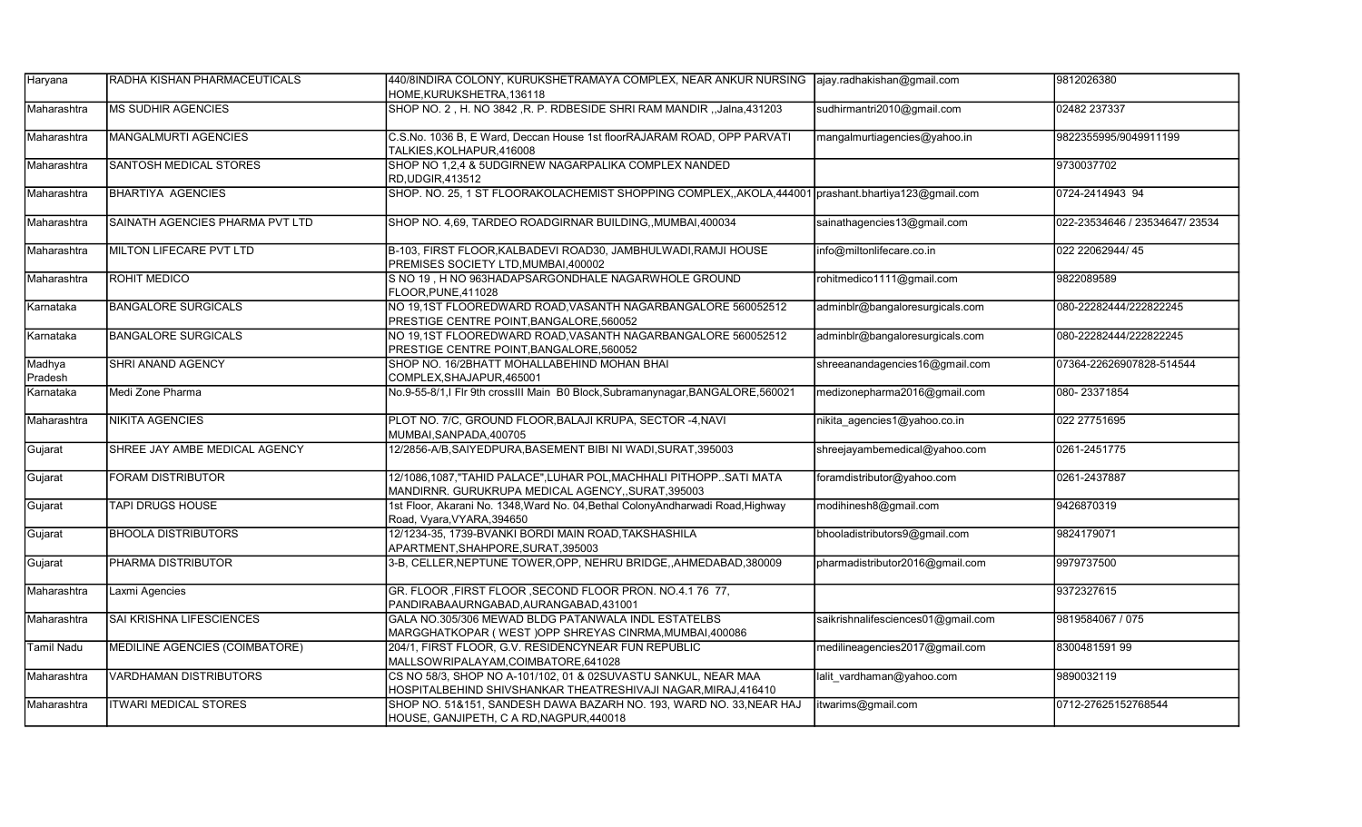| Haryana | RADHA KISHAN PHARMACEUTICALS | 440/8INDIRA COLONY, KURUKSHETRAMAYA COMPLEX, NEAR ANKUR NURSING HOME,KURUKSHETRA,136118 | ajay.radhakishan@gmail.com | 9812026380 |
|---|---|---|---|---|
| Maharashtra | MS SUDHIR AGENCIES | SHOP NO. 2 , H. NO 3842 ,R. P. RDBESIDE SHRI RAM MANDIR ,,Jalna,431203 | sudhirmantri2010@gmail.com | 02482 237337 |
| Maharashtra | MANGALMURTI AGENCIES | C.S.No. 1036 B, E Ward, Deccan House 1st floorRAJARAM ROAD, OPP PARVATI TALKIES,KOLHAPUR,416008 | mangalmurtiagencies@yahoo.in | 9822355995/9049911199 |
| Maharashtra | SANTOSH MEDICAL STORES | SHOP NO 1,2,4 & 5UDGIRNEW NAGARPALIKA COMPLEX NANDED RD,UDGIR,413512 | | 9730037702 |
| Maharashtra | BHARTIYA AGENCIES | SHOP. NO. 25, 1 ST FLOORAKOLACHEMIST SHOPPING COMPLEX,,AKOLA,444001 | prashant.bhartiya123@gmail.com | 0724-2414943 94 |
| Maharashtra | SAINATH AGENCIES PHARMA PVT LTD | SHOP NO. 4,69, TARDEO ROADGIRNAR BUILDING,,MUMBAI,400034 | sainathagencies13@gmail.com | 022-23534646 / 23534647/ 23534 |
| Maharashtra | MILTON LIFECARE PVT LTD | B-103, FIRST FLOOR,KALBADEVI ROAD30, JAMBHULWADI,RAMJI HOUSE PREMISES SOCIETY LTD,MUMBAI,400002 | info@miltonlifecare.co.in | 022 22062944/ 45 |
| Maharashtra | ROHIT MEDICO | S NO 19 , H NO 963HADAPSARGONDHALE NAGARWHOLE GROUND FLOOR,PUNE,411028 | rohitmedico1111@gmail.com | 9822089589 |
| Karnataka | BANGALORE SURGICALS | NO 19,1ST FLOOREDWARD ROAD,VASANTH NAGARBANGALORE 560052512 PRESTIGE CENTRE POINT,BANGALORE,560052 | adminblr@bangaloresurgicals.com | 080-22282444/222822245 |
| Karnataka | BANGALORE SURGICALS | NO 19,1ST FLOOREDWARD ROAD,VASANTH NAGARBANGALORE 560052512 PRESTIGE CENTRE POINT,BANGALORE,560052 | adminblr@bangaloresurgicals.com | 080-22282444/222822245 |
| Madhya Pradesh | SHRI ANAND AGENCY | SHOP NO. 16/2BHATT MOHALLABEHIND MOHAN BHAI COMPLEX,SHAJAPUR,465001 | shreeanandagencies16@gmail.com | 07364-22626907828-514544 |
| Karnataka | Medi Zone Pharma | No.9-55-8/1,I Flr 9th crossIII Main B0 Block,Subramanynagar,BANGALORE,560021 | medizonepharma2016@gmail.com | 080- 23371854 |
| Maharashtra | NIKITA AGENCIES | PLOT NO. 7/C, GROUND FLOOR,BALAJI KRUPA, SECTOR -4,NAVI MUMBAI,SANPADA,400705 | nikita_agencies1@yahoo.co.in | 022 27751695 |
| Gujarat | SHREE JAY AMBE MEDICAL AGENCY | 12/2856-A/B,SAIYEDPURA,BASEMENT BIBI NI WADI,SURAT,395003 | shreejayambemedical@yahoo.com | 0261-2451775 |
| Gujarat | FORAM DISTRIBUTOR | 12/1086,1087,"TAHID PALACE",LUHAR POL,MACHHALI PITHOPP..SATI MATA MANDIRNR. GURUKRUPA MEDICAL AGENCY,,SURAT,395003 | foramdistributor@yahoo.com | 0261-2437887 |
| Gujarat | TAPI DRUGS HOUSE | 1st Floor, Akarani No. 1348,Ward No. 04,Bethal ColonyAndharwadi Road,Highway Road, Vyara,VYARA,394650 | modihinesh8@gmail.com | 9426870319 |
| Gujarat | BHOOLA DISTRIBUTORS | 12/1234-35, 1739-BVANKI BORDI MAIN ROAD,TAKSHASHILA APARTMENT,SHAHPORE,SURAT,395003 | bhooladistributors9@gmail.com | 9824179071 |
| Gujarat | PHARMA DISTRIBUTOR | 3-B, CELLER,NEPTUNE TOWER,OPP, NEHRU BRIDGE,,AHMEDABAD,380009 | pharmadistributor2016@gmail.com | 9979737500 |
| Maharashtra | Laxmi Agencies | GR. FLOOR ,FIRST FLOOR ,SECOND FLOOR PRON. NO.4.1 76 77, PANDIRABAAURNGABAD,AURANGABAD,431001 | | 9372327615 |
| Maharashtra | SAI KRISHNA LIFESCIENCES | GALA NO.305/306 MEWAD BLDG PATANWALA INDL ESTATELBS MARGGHATKOPAR ( WEST )OPP SHREYAS CINRMA,MUMBAI,400086 | saikrishnalifesciences01@gmail.com | 9819584067 / 075 |
| Tamil Nadu | MEDILINE AGENCIES (COIMBATORE) | 204/1, FIRST FLOOR, G.V. RESIDENCYNEAR FUN REPUBLIC MALLSOWRIPALAYAM,COIMBATORE,641028 | medilineagencies2017@gmail.com | 8300481591 99 |
| Maharashtra | VARDHAMAN DISTRIBUTORS | CS NO 58/3, SHOP NO A-101/102, 01 & 02SUVASTU SANKUL, NEAR MAA HOSPITALBEHIND SHIVSHANKAR THEATRESHIVAJI NAGAR,MIRAJ,416410 | lalit_vardhaman@yahoo.com | 9890032119 |
| Maharashtra | ITWARI MEDICAL STORES | SHOP NO. 51&151, SANDESH DAWA BAZARH NO. 193, WARD NO. 33,NEAR HAJ HOUSE, GANJIPETH, C A RD,NAGPUR,440018 | itwarims@gmail.com | 0712-27625152768544 |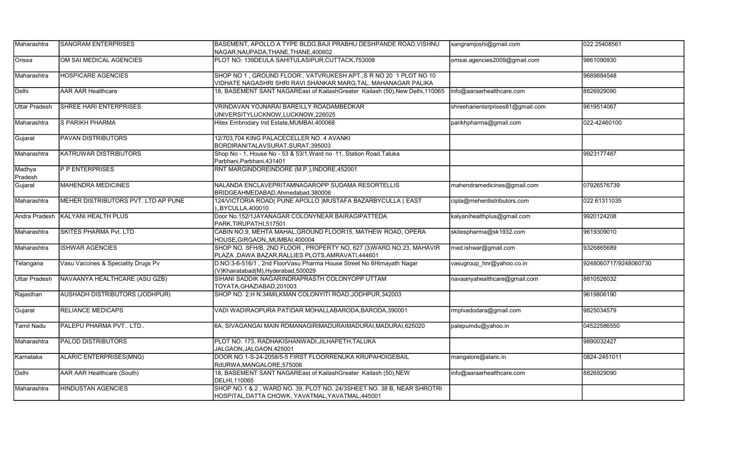| | | | | |
|---|---|---|---|---|
| Maharashtra | SANGRAM ENTERPRISES | BASEMENT, APOLLO A TYPE BLDG,BAJI PRABHU DESHPANDE ROAD,VISHNU NAGAR,NAUPADA,THANE,THANE,400602 | sangramjoshi@gmail.com | 022 25408561 |
| Orissa | OM SAI MEDICAL AGENCIES | PLOT NO: 139DEULA SAHITULASIPUR,CUTTACK,753008 | omsai.agencies2009@gmail.com | 9861090930 |
| Maharashtra | HOSPICARE AGENCIES | SHOP NO 1 , GROUND FLOOR , VATVRUKESH APT.,S R NO 20 1 PLOT NO 10 VIDHATE NAGASHRI SHRI RAVI SHANKAR MARG,TAL. MAHANAGAR PALIKA | | 9689884548 |
| Delhi | AAR AAR Healthcare | 18, BASEMENT SANT NAGAREast of KailashGreater Kailash (50),New Delhi,110065 | info@aaraarhealthcare.com | 8826929090 |
| Uttar Pradesh | SHREE HARI ENTERPRISES | VRINDAVAN YOJNARAI BAREILLY ROADAMBEDKAR UNIVERSITYLUCKNOW,LUCKNOW,226025 | shreeharienterprises81@gmail.com | 9619514067 |
| Maharashtra | S PARIKH PHARMA | Hitex Embrodary Ind Estate,MUMBAI,400068 | parikhpharma@gmail.com | 022-42460100 |
| Gujarat | PAVAN DISTRIBUTORS | 12/703,704 KING PALACECELLER NO. 4 AVANKI BORDIRANITALAVSURAT,SURAT,395003 | | |
| Maharashtra | KATRUWAR DISTRIBUTORS | Shop No - 1, House No - 53 & 53/1,Ward no 11, Station Road,Taluka Parbhani,Parbhani,431401 | | 9923177487 |
| Madhya Pradesh | P P ENTERPRISES | RNT MARGINDOREINDORE (M.P.),INDORE,452001 | | |
| Gujarat | MAHENDRA MEDICINES | NALANDA ENCLAVEPRITAMNAGAROPP SUDAMA RESORTELLIS BRIDGEAHMEDABAD,Ahmedabad,380006 | mahendramedicines@gmail.com | 07926576739 |
| Maharashtra | MEHER DISTRIBUTORS PVT. LTD AP PUNE | 124/VICTORIA ROAD( PUNE APOLLO )MUSTAFA BAZARBYCULLA ( EAST ),,BYCULLA,400010 | cipla@meherdistributors.com | 022 61311035 |
| Andra Pradesh | KALYANI HEALTH PLUS | Door No.152/1JAYANAGAR COLONYNEAR BAIRAGIPATTEDA PARK,TIRUPATHI,517501 | kalyanihealthplus@gmail.com | 9920124208 |
| Maharashtra | SKITES PHARMA Pvt. LTD | CABIN NO.9, MEHTA MAHAL,GROUND FLOOR15, MATHEW ROAD, OPERA HOUSE,GIRGAON,,MUMBAI,400004 | skitespharma@sk1932.com | 9619309010 |
| Maharashtra | ISHWAR AGENCIES | SHOP NO. SFH/B, 2ND FLOOR , PROPERTY NO. 627 (3)WARD NO.23, MAHAVIR PLAZA ,DAWA BAZAR,RALLIES PLOTS,AMRAVATI,444601 | med.ishwar@gmail.com | 9326865689 |
| Telangana | Vasu Vaccines & Speciality Drugs Pv | D.NO:3-6-516/1 , 2nd FloorVasu Pharma House Street No 6Himayath Nagar (V)Khairatabad(M),Hyderabad,500029 | vasugroup_hnr@yahoo.co.in | 9248060717/9248060730 |
| Uttar Pradesh | NAVAANYA HEALTHCARE (ASU GZB) | SIHANI SADDIK NAGARINDRAPRASTH COLONYOPP UTTAM TOYATA,GHAZIABAD,201003 | navaanyahealthcare@gmail.com | 8810526032 |
| Rajasthan | AUSHADH DISTRIBUTORS (JODHPUR) | SHOP NO. 2,H N.34MILKMAN COLONYITI ROAD,JODHPUR,342003 | | 9619806190 |
| Gujarat | RELIANCE MEDICAPS | VADI WADIRAOPURA PATIDAR MOHALLABARODA,BARODA,390001 | rmplvadodara@gmail.com | 9825034579 |
| Tamil Nadu | PALEPU PHARMA PVT.. LTD.. | 6A, SIVAGANGAI MAIN RDMANAGIRIMADURAIMADURAI,MADURAI,625020 | palepumdu@yahoo.in | 04522586550 |
| Maharashtra | PALOD DISTRIBUTORS | PLOT NO. 173, RADHAKISHANWADI,JILHAPETH,TALUKA JALGAON,JALGAON,425001 | | 9890032427 |
| Karnataka | ALARIC ENTERPRISES(MNG) | DOOR NO 1-S-24-2058/5-5 FIRST FLOORRENUKA KRUPAHOIGEBAIL RdURWA,MANGALORE,575006 | mangalore@alaric.in | 0824-2451011 |
| Delhi | AAR AAR Healthcare (South) | 18, BASEMENT SANT NAGAREast of KailashGreater Kailash (50),NEW DELHI,110065 | info@aaraarhealthcare.com | 8826929090 |
| Maharashtra | HINDUSTAN AGENCIES | SHOP NO.1 & 2 , WARD NO. 39, PLOT NO. 24/3SHEET NO. 38 B, NEAR SHROTRI HOSPITAL,DATTA CHOWK, YAVATMAL,YAVATMAL,445001 | | |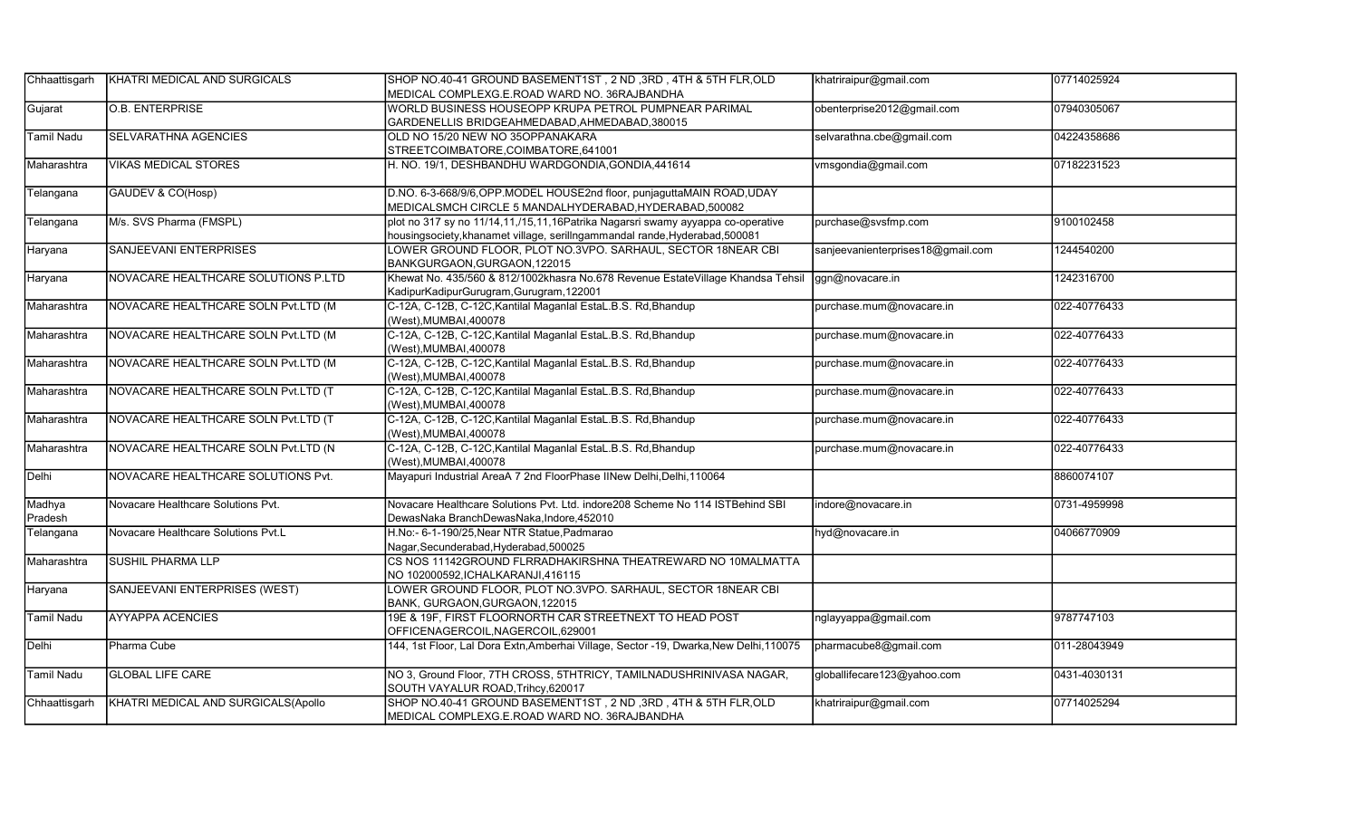| | | | | |
|---|---|---|---|---|
| Chhaattisgarh | KHATRI MEDICAL AND SURGICALS | SHOP NO.40-41 GROUND BASEMENT1ST , 2 ND ,3RD , 4TH & 5TH FLR,OLD MEDICAL COMPLEXG.E.ROAD WARD NO. 36RAJBANDHA | khatriraipur@gmail.com | 07714025924 |
| Gujarat | O.B. ENTERPRISE | WORLD BUSINESS HOUSEOPP KRUPA PETROL PUMPNEAR PARIMAL GARDENELLIS BRIDGEAHMEDABAD,AHMEDABAD,380015 | obenterprise2012@gmail.com | 07940305067 |
| Tamil Nadu | SELVARATHNA AGENCIES | OLD NO 15/20 NEW NO 35OPPANAKARA STREETCOIMBATORE,COIMBATORE,641001 | selvarathna.cbe@gmail.com | 04224358686 |
| Maharashtra | VIKAS MEDICAL STORES | H. NO. 19/1, DESHBANDHU WARDGONDIA,GONDIA,441614 | vmsgondia@gmail.com | 07182231523 |
| Telangana | GAUDEV & CO(Hosp) | D.NO. 6-3-668/9/6,OPP.MODEL HOUSE2nd floor, punjaguttaMAIN ROAD,UDAY MEDICALSMCH CIRCLE 5 MANDALHYDERABAD,HYDERABAD,500082 | | |
| Telangana | M/s. SVS Pharma (FMSPL) | plot no 317 sy no 11/14,11,/15,11,16Patrika Nagarsri swamy ayyappa co-operative housingsociety,khanamet village, serilingammandal rande,Hyderabad,500081 | purchase@svsfmp.com | 9100102458 |
| Haryana | SANJEEVANI ENTERPRISES | LOWER GROUND FLOOR, PLOT NO.3VPO. SARHAUL, SECTOR 18NEAR CBI BANKGURGAON,GURGAON,122015 | sanjeevanienterprises18@gmail.com | 1244540200 |
| Haryana | NOVACARE HEALTHCARE SOLUTIONS P.LTD | Khewat No. 435/560 & 812/1002khasra No.678 Revenue EstateVillage Khandsa Tehsil KadipurKadipurGurugram,Gurugram,122001 | ggn@novacare.in | 1242316700 |
| Maharashtra | NOVACARE HEALTHCARE SOLN Pvt.LTD (M | C-12A, C-12B, C-12C,Kantilal Maganlal EstaL.B.S. Rd,Bhandup (West),MUMBAI,400078 | purchase.mum@novacare.in | 022-40776433 |
| Maharashtra | NOVACARE HEALTHCARE SOLN Pvt.LTD (M | C-12A, C-12B, C-12C,Kantilal Maganlal EstaL.B.S. Rd,Bhandup (West),MUMBAI,400078 | purchase.mum@novacare.in | 022-40776433 |
| Maharashtra | NOVACARE HEALTHCARE SOLN Pvt.LTD (M | C-12A, C-12B, C-12C,Kantilal Maganlal EstaL.B.S. Rd,Bhandup (West),MUMBAI,400078 | purchase.mum@novacare.in | 022-40776433 |
| Maharashtra | NOVACARE HEALTHCARE SOLN Pvt.LTD (T | C-12A, C-12B, C-12C,Kantilal Maganlal EstaL.B.S. Rd,Bhandup (West),MUMBAI,400078 | purchase.mum@novacare.in | 022-40776433 |
| Maharashtra | NOVACARE HEALTHCARE SOLN Pvt.LTD (T | C-12A, C-12B, C-12C,Kantilal Maganlal EstaL.B.S. Rd,Bhandup (West),MUMBAI,400078 | purchase.mum@novacare.in | 022-40776433 |
| Maharashtra | NOVACARE HEALTHCARE SOLN Pvt.LTD (N | C-12A, C-12B, C-12C,Kantilal Maganlal EstaL.B.S. Rd,Bhandup (West),MUMBAI,400078 | purchase.mum@novacare.in | 022-40776433 |
| Delhi | NOVACARE HEALTHCARE SOLUTIONS Pvt. | Mayapuri Industrial AreaA 7 2nd FloorPhase IINew Delhi,Delhi,110064 | | 8860074107 |
| Madhya Pradesh | Novacare Healthcare Solutions Pvt. | Novacare Healthcare Solutions Pvt. Ltd. indore208 Scheme No 114 ISTBehind SBI DewasNaka BranchDewasNaka,Indore,452010 | indore@novacare.in | 0731-4959998 |
| Telangana | Novacare Healthcare Solutions Pvt.L | H.No:- 6-1-190/25,Near NTR Statue,Padmarao Nagar,Secunderabad,Hyderabad,500025 | hyd@novacare.in | 04066770909 |
| Maharashtra | SUSHIL PHARMA LLP | CS NOS 11142GROUND FLRRADHAKIRSHNA THEATREWARD NO 10MALMATTA NO 102000592,ICHALKARANJI,416115 | | |
| Haryana | SANJEEVANI ENTERPRISES (WEST) | LOWER GROUND FLOOR, PLOT NO.3VPO. SARHAUL, SECTOR 18NEAR CBI BANK, GURGAON,GURGAON,122015 | | |
| Tamil Nadu | AYYAPPA ACENCIES | 19E & 19F, FIRST FLOORNORTH CAR STREETNEXT TO HEAD POST OFFICENAGERCOIL,NAGERCOIL,629001 | nglayyappa@gmail.com | 9787747103 |
| Delhi | Pharma Cube | 144, 1st Floor, Lal Dora Extn,Amberhai Village, Sector -19, Dwarka,New Delhi,110075 | pharmacube8@gmail.com | 011-28043949 |
| Tamil Nadu | GLOBAL LIFE CARE | NO 3, Ground Floor, 7TH CROSS, 5THTRICY, TAMILNADUSHRINIVASA NAGAR, SOUTH VAYALUR ROAD,Trihcy,620017 | globallifecare123@yahoo.com | 0431-4030131 |
| Chhaattisgarh | KHATRI MEDICAL AND SURGICALS(Apollo | SHOP NO.40-41 GROUND BASEMENT1ST , 2 ND ,3RD , 4TH & 5TH FLR,OLD MEDICAL COMPLEXG.E.ROAD WARD NO. 36RAJBANDHA | khatriraipur@gmail.com | 07714025294 |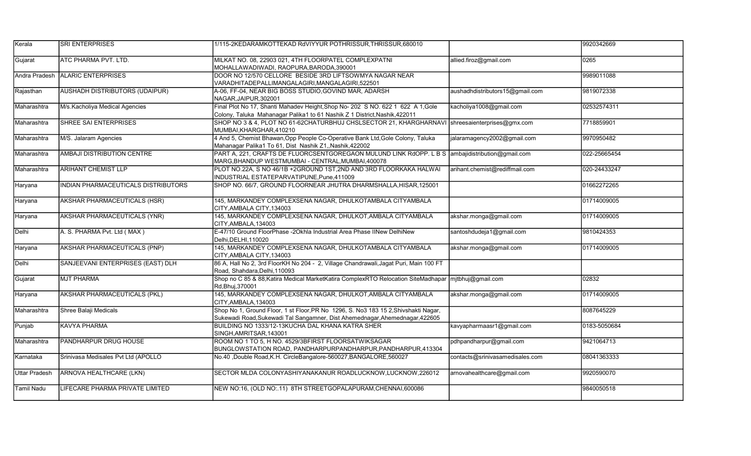| | | | | |
|---|---|---|---|---|
| Kerala | SRI ENTERPRISES | 1/115-2KEDARAMKOTTEKAD RdVIYYUR POTHRISSUR,THRISSUR,680010 | | 9920342669 |
| Gujarat | ATC PHARMA PVT. LTD. | MILKAT NO. 08, 22903 021, 4TH FLOORPATEL COMPLEXPATNI MOHALLAWADIWADI, RAOPURA,BARODA,390001 | allied.firoz@gmail.com | 0265 |
| Andra Pradesh | ALARIC ENTERPRISES | DOOR NO 12/570 CELLORE BESIDE 3RD LIFTSOWMYA NAGAR NEAR VARADHITADEPALLIMANGALAGIRI,MANGALAGIRI,522501 | | 9989011088 |
| Rajasthan | AUSHADH DISTRIBUTORS (UDAIPUR) | A-06, FF-04, NEAR BIG BOSS STUDIO,GOVIND MAR, ADARSH NAGAR,JAIPUR,302001 | aushadhdistributors15@gmail.com | 9819072338 |
| Maharashtra | M/s.Kacholiya Medical Agencies | Final Plot No 17, Shanti Mahadev Height,Shop No- 202 S NO. 622 1 622 A 1,Gole Colony, Taluka Mahanagar Palika1 to 61 Nashik Z 1 District,Nashik,422011 | kacholiya1008@gmail.com | 02532574311 |
| Maharashtra | SHREE SAI ENTERPRISES | SHOP NO 3 & 4, PLOT NO 61-62CHATURBHUJ CHSLSECTOR 21, KHARGHARNAVI MUMBAI,KHARGHAR,410210 | shreesaienterprises@gmx.com | 7718859901 |
| Maharashtra | M/S. Jalaram Agencies | 4 And 5, Chemist Bhawan,Opp People Co-Operative Bank Ltd,Gole Colony, Taluka Mahanagar Palika1 To 61, Dist Nashik Z1,,Nashik,422002 | jalaramagency2002@gmail.com | 9970950482 |
| Maharashtra | AMBAJI DISTRIBUTION CENTRE | PART A, 221, CRAFTS DE FLUORCSENTGOREGAON MULUND LINK RdOPP. L B S MARG,BHANDUP WESTMUMBAI - CENTRAL,MUMBAI,400078 | ambajidistribution@gmail.com | 022-25665454 |
| Maharashtra | ARIHANT CHEMIST LLP | PLOT NO.22A, S NO 46/1B +2GROUND 1ST,2ND AND 3RD FLOORKAKA HALWAI INDUSTRIAL ESTATEPARVATIPUNE,Pune,411009 | arihant.chemist@rediffmail.com | 020-24433247 |
| Haryana | INDIAN PHARMACEUTICALS DISTRIBUTORS | SHOP NO. 66/7, GROUND FLOORNEAR JHUTRA DHARMSHALLA,HISAR,125001 | | 01662272265 |
| Haryana | AKSHAR PHARMACEUTICALS (HSR) | 145, MARKANDEY COMPLEXSENA NAGAR, DHULKOTAMBALA CITYAMBALA CITY,AMBALA CITY,134003 | | 01714009005 |
| Haryana | AKSHAR PHARMACEUTICALS (YNR) | 145, MARKANDEY COMPLEXSENA NAGAR, DHULKOT,AMBALA CITYAMBALA CITY,AMBALA,134003 | akshar.monga@gmail.com | 01714009005 |
| Delhi | A. S. PHARMA Pvt. Ltd ( MAX ) | E-47/10 Ground FloorPhase -2Okhla Industrial Area Phase IINew DelhiNew Delhi,DELHI,110020 | santoshdudeja1@gmail.com | 9810424353 |
| Haryana | AKSHAR PHARMACEUTICALS (PNP) | 145, MARKANDEY COMPLEXSENA NAGAR, DHULKOTAMBALA CITYAMBALA CITY,AMBALA CITY,134003 | akshar.monga@gmail.com | 01714009005 |
| Delhi | SANJEEVANI ENTERPRISES (EAST) DLH | 86 A, Hall No 2, 3rd FloorKH No 204 - 2, Village Chandrawali,Jagat Puri, Main 100 FT Road, Shahdara,Delhi,110093 | | |
| Gujarat | MJT PHARMA | Shop no C 85 & 88,Katira Medical MarketKatira ComplexRTO Relocation SiteMadhapar Rd,Bhuj,370001 | mjtbhuj@gmail.com | 02832 |
| Haryana | AKSHAR PHARMACEUTICALS (PKL) | 145, MARKANDEY COMPLEXSENA NAGAR, DHULKOT,AMBALA CITYAMBALA CITY,AMBALA,134003 | akshar.monga@gmail.com | 01714009005 |
| Maharashtra | Shree Balaji Medicals | Shop No 1, Ground Floor, 1 st Floor,PR No 1296, S. No3 183 15 2,Shivshakti Nagar, Sukewadi Road,Sukewadi Tal Sangamner, Dist Ahemednagar,Ahemednagar,422605 | | 8087645229 |
| Punjab | KAVYA PHARMA | BUILDING NO 1333/12-13KUCHA DAL KHANA KATRA SHER SINGH,AMRITSAR,143001 | kavyapharmaasr1@gmail.com | 0183-5050684 |
| Maharashtra | PANDHARPUR DRUG HOUSE | ROOM NO 1 TO 5, H NO. 4529/3BFIRST FLOORSATWIKSAGAR BUNGLOWSTATION ROAD, PANDHARPURPANDHARPUR,PANDHARPUR,413304 | pdhpandharpur@gmail.com | 9421064713 |
| Karnataka | Srinivasa Medisales Pvt Ltd (APOLLO | No.40 ,Double Road,K.H. CircleBangalore-560027,BANGALORE,560027 | contacts@srinivasamedisales.com | 08041363333 |
| Uttar Pradesh | ARNOVA HEALTHCARE (LKN) | SECTOR MLDA COLONYASHIYANAKANUR ROADLUCKNOW,LUCKNOW,226012 | arnovahealthcare@gmail.com | 9920590070 |
| Tamil Nadu | LIFECARE PHARMA PRIVATE LIMITED | NEW NO:16, (OLD NO:.11) 8TH STREETGOPALAPURAM,CHENNAI,600086 | | 9840050518 |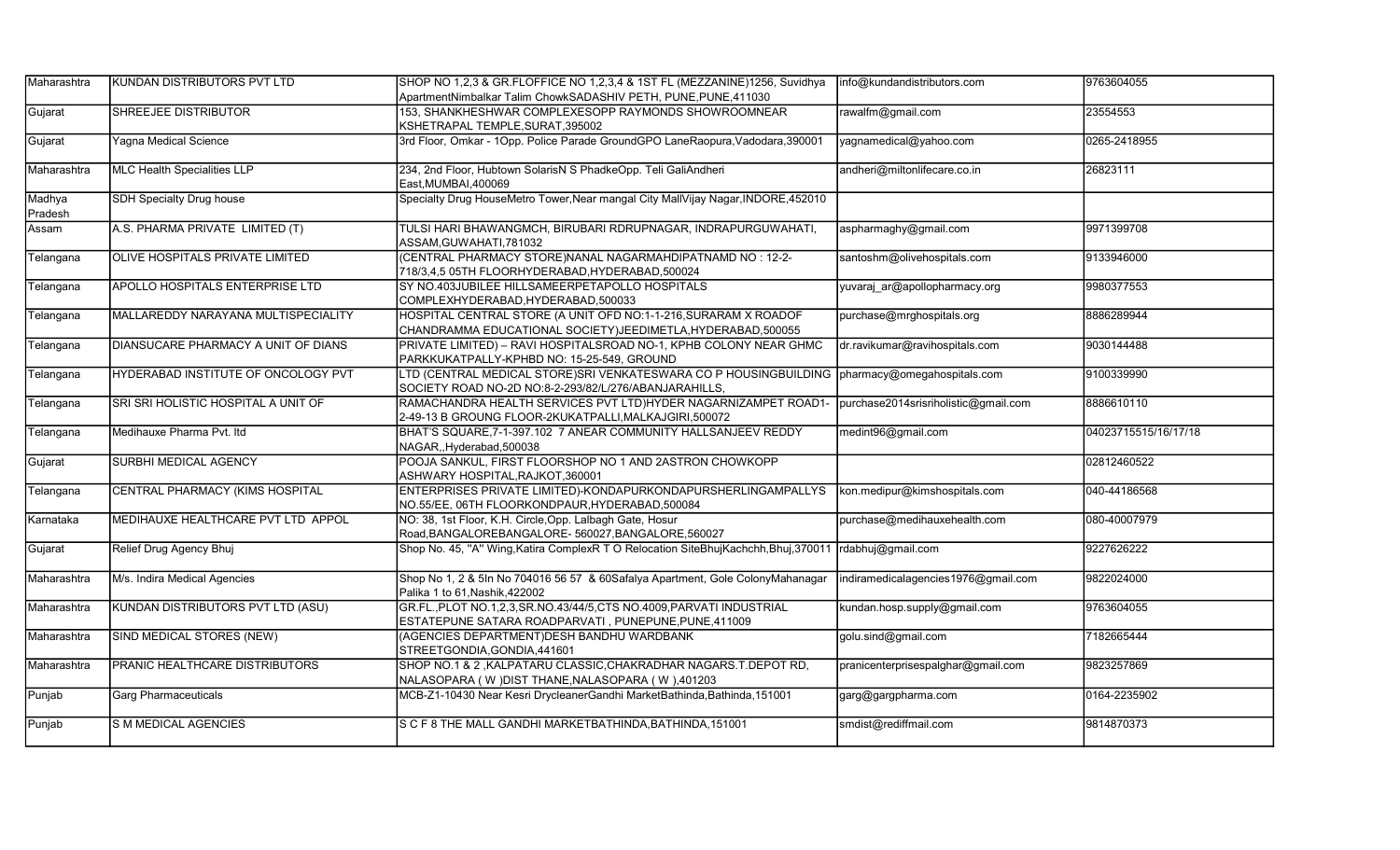| | | | | |
|---|---|---|---|---|
| Maharashtra | KUNDAN DISTRIBUTORS PVT LTD | SHOP NO 1,2,3 & GR.FLOFFICE NO 1,2,3,4 & 1ST FL (MEZZANINE)1256, Suvidhya ApartmentNimbalkar Talim ChowkSADASHIV PETH, PUNE,PUNE,411030 | info@kundandistributors.com | 9763604055 |
| Gujarat | SHREEJEE DISTRIBUTOR | 153, SHANKHESHWAR COMPLEXESOPP RAYMONDS SHOWROOMNEAR KSHETRAPAL TEMPLE,SURAT,395002 | rawalfm@gmail.com | 23554553 |
| Gujarat | Yagna Medical Science | 3rd Floor, Omkar - 1Opp. Police Parade GroundGPO LaneRaopura,Vadodara,390001 | yagnamedical@yahoo.com | 0265-2418955 |
| Maharashtra | MLC Health Specialities LLP | 234, 2nd Floor, Hubtown SolarisN S PhadkeOpp. Teli GaliAndheri East,MUMBAI,400069 | andheri@miltonlifecare.co.in | 26823111 |
| Madhya Pradesh | SDH Specialty Drug house | Specialty Drug HouseMetro Tower,Near mangal City MallVijay Nagar,INDORE,452010 | | |
| Assam | A.S. PHARMA PRIVATE LIMITED (T) | TULSI HARI BHAWANGMCH, BIRUBARI RDRUPNAGAR, INDRAPURGUWAHATI, ASSAM,GUWAHATI,781032 | aspharmaghy@gmail.com | 9971399708 |
| Telangana | OLIVE HOSPITALS PRIVATE LIMITED | (CENTRAL PHARMACY STORE)NANAL NAGARMAHDIPATNAMD NO : 12-2-718/3,4,5 05TH FLOORHYDERABAD,HYDERABAD,500024 | santoshm@olivehospitals.com | 9133946000 |
| Telangana | APOLLO HOSPITALS ENTERPRISE LTD | SY NO.403JUBILEE HILLSAMEERPETAPOLLO HOSPITALS COMPLEXHYDERABAD,HYDERABAD,500033 | yuvaraj_ar@apollopharmacy.org | 9980377553 |
| Telangana | MALLAREDDY NARAYANA MULTISPECIALITY | HOSPITAL CENTRAL STORE (A UNIT OFD NO:1-1-216,SURARAM X ROADOF CHANDRAMMA EDUCATIONAL SOCIETY)JEEDIMETLA,HYDERABAD,500055 | purchase@mrghospitals.org | 8886289944 |
| Telangana | DIANSUCARE PHARMACY A UNIT OF DIANS | PRIVATE LIMITED) – RAVI HOSPITALSROAD NO-1, KPHB COLONY NEAR GHMC PARKKUKATPALLY-KPHBD NO: 15-25-549, GROUND | dr.ravikumar@ravihospitals.com | 9030144488 |
| Telangana | HYDERABAD INSTITUTE OF ONCOLOGY PVT | LTD (CENTRAL MEDICAL STORE)SRI VENKATESWARA CO P HOUSINGBUILDING SOCIETY ROAD NO-2D NO:8-2-293/82/L/276/ABANJARAHILLS, | pharmacy@omegahospitals.com | 9100339990 |
| Telangana | SRI SRI HOLISTIC HOSPITAL A UNIT OF | RAMACHANDRA HEALTH SERVICES PVT LTD)HYDER NAGARNIZAMPET ROAD1-2-49-13 B GROUNG FLOOR-2KUKATPALLI,MALKAJGIRI,500072 | purchase2014srisriholistic@gmail.com | 8886610110 |
| Telangana | Medihauxe Pharma Pvt. ltd | BHAT'S SQUARE,7-1-397.102 7 ANEAR COMMUNITY HALLSANJEEV REDDY NAGAR,,Hyderabad,500038 | medint96@gmail.com | 04023715515/16/17/18 |
| Gujarat | SURBHI MEDICAL AGENCY | POOJA SANKUL, FIRST FLOORSHOP NO 1 AND 2ASTRON CHOWKOPP ASHWARY HOSPITAL,RAJKOT,360001 | | 02812460522 |
| Telangana | CENTRAL PHARMACY (KIMS HOSPITAL | ENTERPRISES PRIVATE LIMITED)-KONDAPURKONDAPURSHERLINGAMPALLYS NO.55/EE, 06TH FLOORKONDPAUR,HYDERABAD,500084 | kon.medipur@kimshospitals.com | 040-44186568 |
| Karnataka | MEDIHAUXE HEALTHCARE PVT LTD APPOL | NO: 38, 1st Floor, K.H. Circle,Opp. Lalbagh Gate, Hosur Road,BANGALOREBANGALORE- 560027,BANGALORE,560027 | purchase@medihauxehealth.com | 080-40007979 |
| Gujarat | Relief Drug Agency Bhuj | Shop No. 45, "A" Wing,Katira ComplexR T O Relocation SiteBhujKachchh,Bhuj,370011 | rdabhuj@gmail.com | 9227626222 |
| Maharashtra | M/s. Indira Medical Agencies | Shop No 1, 2 & 5In No 704016 56 57 & 60Safalya Apartment, Gole ColonyMahanagar Palika 1 to 61,Nashik,422002 | indiramedicalagencies1976@gmail.com | 9822024000 |
| Maharashtra | KUNDAN DISTRIBUTORS PVT LTD (ASU) | GR.FL.,PLOT NO.1,2,3,SR.NO.43/44/5,CTS NO.4009,PARVATI INDUSTRIAL ESTATEPUNE SATARA ROADPARVATI , PUNEPUNE,PUNE,411009 | kundan.hosp.supply@gmail.com | 9763604055 |
| Maharashtra | SIND MEDICAL STORES (NEW) | (AGENCIES DEPARTMENT)DESH BANDHU WARDBANK STREETGONDIA,GONDIA,441601 | golu.sind@gmail.com | 7182665444 |
| Maharashtra | PRANIC HEALTHCARE DISTRIBUTORS | SHOP NO.1 & 2 ,KALPATARU CLASSIC,CHAKRADHAR NAGARS.T.DEPOT RD, NALASOPARA ( W )DIST THANE,NALASOPARA ( W ),401203 | pranicenterprisespalghar@gmail.com | 9823257869 |
| Punjab | Garg Pharmaceuticals | MCB-Z1-10430 Near Kesri DrycleanerGandhi MarketBathinda,Bathinda,151001 | garg@gargpharma.com | 0164-2235902 |
| Punjab | S M MEDICAL AGENCIES | S C F 8 THE MALL GANDHI MARKETBATHINDA,BATHINDA,151001 | smdist@rediffmail.com | 9814870373 |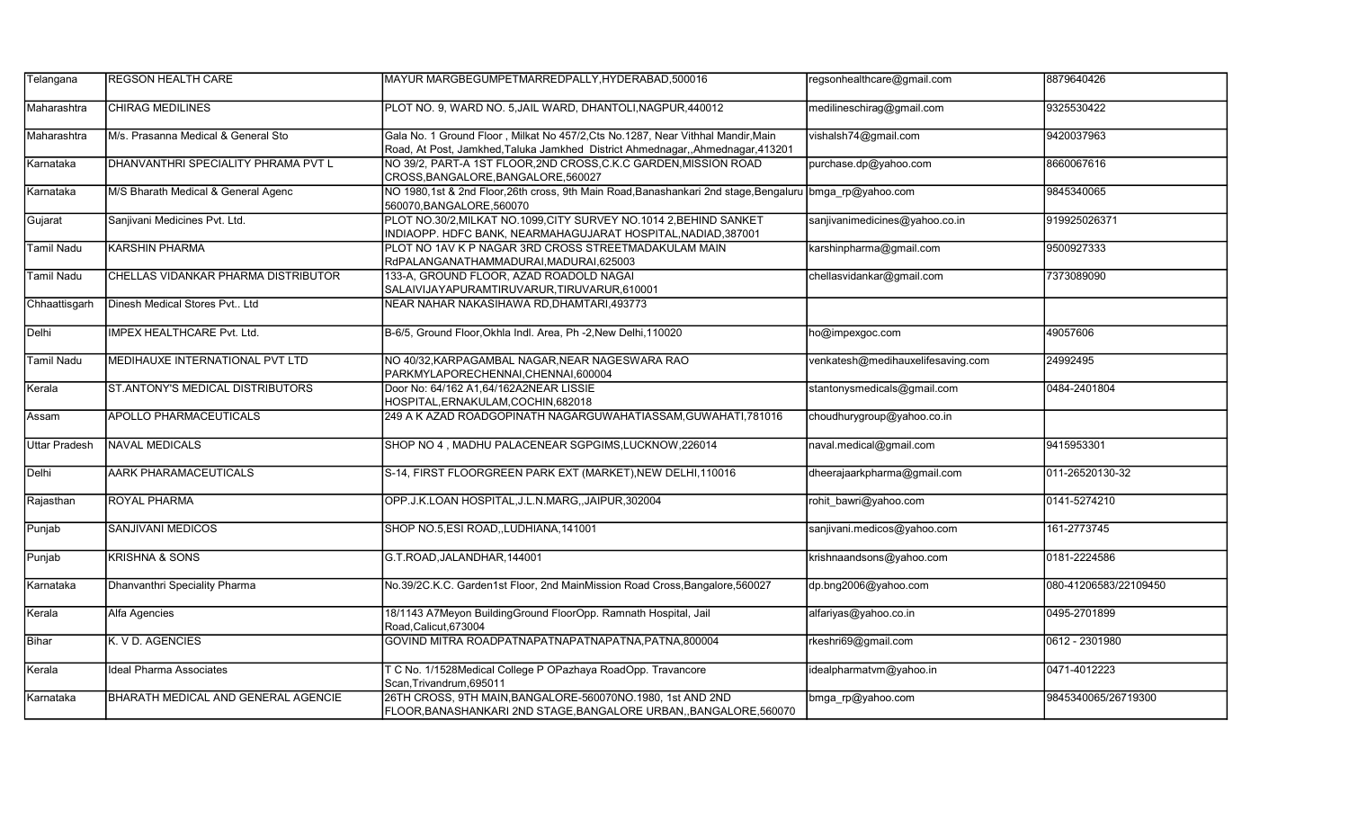| Telangana | REGSON HEALTH CARE | MAYUR MARGBEGUMPETMARREDPALLY,HYDERABAD,500016 | regsonhealthcare@gmail.com | 8879640426 |
|---|---|---|---|---|
| Maharashtra | CHIRAG MEDILINES | PLOT NO. 9, WARD NO. 5,JAIL WARD, DHANTOLI,NAGPUR,440012 | medilineschirag@gmail.com | 9325530422 |
| Maharashtra | M/s. Prasanna Medical & General Sto | Gala No. 1 Ground Floor , Milkat No 457/2,Cts No.1287, Near Vithhal Mandir,Main Road, At Post, Jamkhed,Taluka Jamkhed District Ahmednagar,,Ahmednagar,413201 | vishalsh74@gmail.com | 9420037963 |
| Karnataka | DHANVANTHRI SPECIALITY PHRAMA PVT L | NO 39/2, PART-A 1ST FLOOR,2ND CROSS,C.K.C GARDEN,MISSION ROAD CROSS,BANGALORE,BANGALORE,560027 | purchase.dp@yahoo.com | 8660067616 |
| Karnataka | M/S Bharath Medical & General Agenc | NO 1980,1st & 2nd Floor,26th cross, 9th Main Road,Banashankari 2nd stage,Bengaluru 560070,BANGALORE,560070 | bmga_rp@yahoo.com | 9845340065 |
| Gujarat | Sanjivani Medicines Pvt. Ltd. | PLOT NO.30/2,MILKAT NO.1099,CITY SURVEY NO.1014 2,BEHIND SANKET INDIAOPP. HDFC BANK, NEARMAHAGUJARAT HOSPITAL,NADIAD,387001 | sanjivanimedicines@yahoo.co.in | 919925026371 |
| Tamil Nadu | KARSHIN PHARMA | PLOT NO 1AV K P NAGAR 3RD CROSS STREETMADAKULAM MAIN RdPALANGANATHAMMADURAI,MADURAI,625003 | karshinpharma@gmail.com | 9500927333 |
| Tamil Nadu | CHELLAS VIDANKAR PHARMA DISTRIBUTOR | 133-A, GROUND FLOOR, AZAD ROADOLD NAGAI SALAIVIJAYAPURAMTIRUVARUR,TIRUVARUR,610001 | chellasvidankar@gmail.com | 7373089090 |
| Chhaattisgarh | Dinesh Medical Stores Pvt.. Ltd | NEAR NAHAR NAKASIHAWA RD,DHAMTARI,493773 | | |
| Delhi | IMPEX HEALTHCARE Pvt. Ltd. | B-6/5, Ground Floor,Okhla Indl. Area, Ph -2,New Delhi,110020 | ho@impexgoc.com | 49057606 |
| Tamil Nadu | MEDIHAUXE INTERNATIONAL PVT LTD | NO 40/32,KARPAGAMBAL NAGAR,NEAR NAGESWARA RAO PARKMYLAPORECHENNAI,CHENNAI,600004 | venkatesh@medihauxelifesaving.com | 24992495 |
| Kerala | ST.ANTONY'S MEDICAL DISTRIBUTORS | Door No: 64/162 A1,64/162A2NEAR LISSIE HOSPITAL,ERNAKULAM,COCHIN,682018 | stantonysmedicals@gmail.com | 0484-2401804 |
| Assam | APOLLO PHARMACEUTICALS | 249 A K AZAD ROADGOPINATH NAGARGUWAHATIASSAM,GUWAHATI,781016 | choudhurygroup@yahoo.co.in | |
| Uttar Pradesh | NAVAL MEDICALS | SHOP NO 4 , MADHU PALACENEAR SGPGIMS,LUCKNOW,226014 | naval.medical@gmail.com | 9415953301 |
| Delhi | AARK PHARAMACEUTICALS | S-14, FIRST FLOORGREEN PARK EXT (MARKET),NEW DELHI,110016 | dheerajaarkpharma@gmail.com | 011-26520130-32 |
| Rajasthan | ROYAL PHARMA | OPP.J.K.LOAN HOSPITAL,J.L.N.MARG,,JAIPUR,302004 | rohit_bawri@yahoo.com | 0141-5274210 |
| Punjab | SANJIVANI MEDICOS | SHOP NO.5,ESI ROAD,,LUDHIANA,141001 | sanjivani.medicos@yahoo.com | 161-2773745 |
| Punjab | KRISHNA & SONS | G.T.ROAD,JALANDHAR,144001 | krishnaandsons@yahoo.com | 0181-2224586 |
| Karnataka | Dhanvanthri Speciality Pharma | No.39/2C.K.C. Garden1st Floor, 2nd MainMission Road Cross,Bangalore,560027 | dp.bng2006@yahoo.com | 080-41206583/22109450 |
| Kerala | Alfa Agencies | 18/1143 A7Meyon BuildingGround FloorOpp. Ramnath Hospital, Jail Road,Calicut,673004 | alfariyas@yahoo.co.in | 0495-2701899 |
| Bihar | K. V D. AGENCIES | GOVIND MITRA ROADPATNAPATNAPATNAPATNA,PATNA,800004 | rkeshri69@gmail.com | 0612 - 2301980 |
| Kerala | Ideal Pharma Associates | T C No. 1/1528Medical College P OPazhaya RoadOpp. Travancore Scan,Trivandrum,695011 | idealpharmatvm@yahoo.in | 0471-4012223 |
| Karnataka | BHARATH MEDICAL AND GENERAL AGENCIE | 26TH CROSS, 9TH MAIN,BANGALORE-560070NO.1980, 1st AND 2ND FLOOR,BANASHANKARI 2ND STAGE,BANGALORE URBAN,,BANGALORE,560070 | bmga_rp@yahoo.com | 9845340065/26719300 |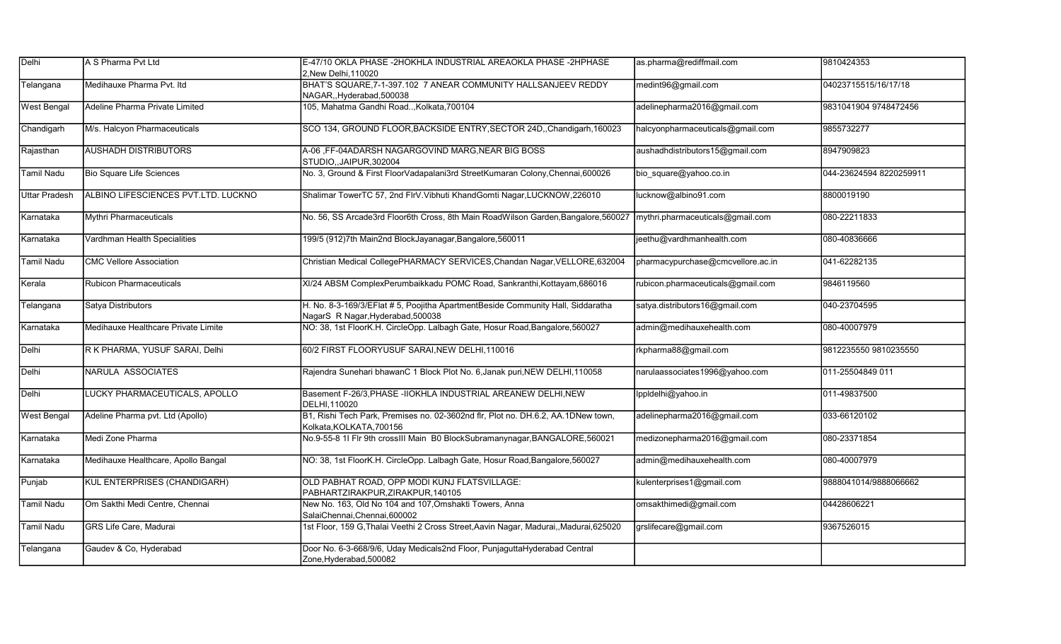| Delhi | A S Pharma Pvt Ltd | E-47/10 OKLA PHASE -2HOKHLA INDUSTRIAL AREAOKLA PHASE -2HPHASE 2,New Delhi,110020 | as.pharma@rediffmail.com | 9810424353 |
|---|---|---|---|---|
| Telangana | Medihauxe Pharma Pvt. ltd | BHAT'S SQUARE,7-1-397.102 7 ANEAR COMMUNITY HALLSANJEEV REDDY NAGAR,,Hyderabad,500038 | medint96@gmail.com | 04023715515/16/17/18 |
| West Bengal | Adeline Pharma Private Limited | 105, Mahatma Gandhi Road..,Kolkata,700104 | adelinepharma2016@gmail.com | 9831041904 9748472456 |
| Chandigarh | M/s. Halcyon Pharmaceuticals | SCO 134, GROUND FLOOR,BACKSIDE ENTRY,SECTOR 24D,,Chandigarh,160023 | halcyonpharmaceuticals@gmail.com | 9855732277 |
| Rajasthan | AUSHADH DISTRIBUTORS | A-06 ,FF-04ADARSH NAGARGOVIND MARG,NEAR BIG BOSS STUDIO,,JAIPUR,302004 | aushadhdistributors15@gmail.com | 8947909823 |
| Tamil Nadu | Bio Square Life Sciences | No. 3, Ground & First FloorVadapalani3rd StreetKumaran Colony,Chennai,600026 | bio_square@yahoo.co.in | 044-23624594 8220259911 |
| Uttar Pradesh | ALBINO LIFESCIENCES PVT.LTD. LUCKNO | Shalimar TowerTC 57, 2nd FlrV.Vibhuti KhandGomti Nagar,LUCKNOW,226010 | lucknow@albino91.com | 8800019190 |
| Karnataka | Mythri Pharmaceuticals | No. 56, SS Arcade3rd Floor6th Cross, 8th Main RoadWilson Garden,Bangalore,560027 | mythri.pharmaceuticals@gmail.com | 080-22211833 |
| Karnataka | Vardhman Health Specialities | 199/5 (912)7th Main2nd BlockJayanagar,Bangalore,560011 | jeethu@vardhmanhealth.com | 080-40836666 |
| Tamil Nadu | CMC Vellore Association | Christian Medical CollegePHARMACY SERVICES,Chandan Nagar,VELLORE,632004 | pharmacypurchase@cmcvellore.ac.in | 041-62282135 |
| Kerala | Rubicon Pharmaceuticals | XI/24 ABSM ComplexPerumbaikkadu POMC Road, Sankranthi,Kottayam,686016 | rubicon.pharmaceuticals@gmail.com | 9846119560 |
| Telangana | Satya Distributors | H. No. 8-3-169/3/EFlat # 5, Poojitha ApartmentBeside Community Hall, Siddaratha NagarS R Nagar,Hyderabad,500038 | satya.distributors16@gmail.com | 040-23704595 |
| Karnataka | Medihauxe Healthcare Private Limite | NO: 38, 1st FloorK.H. CircleOpp. Lalbagh Gate, Hosur Road,Bangalore,560027 | admin@medihauxehealth.com | 080-40007979 |
| Delhi | R K PHARMA, YUSUF SARAI, Delhi | 60/2 FIRST FLOORYUSUF SARAI,NEW DELHI,110016 | rkpharma88@gmail.com | 9812235550 9810235550 |
| Delhi | NARULA ASSOCIATES | Rajendra Sunehari bhawanC 1 Block Plot No. 6,Janak puri,NEW DELHI,110058 | narulaassociates1996@yahoo.com | 011-25504849 011 |
| Delhi | LUCKY PHARMACEUTICALS, APOLLO | Basement F-26/3,PHASE -IIOKHLA INDUSTRIAL AREANEW DELHI,NEW DELHI,110020 | lppldelhi@yahoo.in | 011-49837500 |
| West Bengal | Adeline Pharma pvt. Ltd (Apollo) | B1, Rishi Tech Park, Premises no. 02-3602nd flr, Plot no. DH.6.2, AA.1DNew town, Kolkata,KOLKATA,700156 | adelinepharma2016@gmail.com | 033-66120102 |
| Karnataka | Medi Zone Pharma | No.9-55-8 1I Flr 9th crossIII Main B0 BlockSubramanynagar,BANGALORE,560021 | medizonepharma2016@gmail.com | 080-23371854 |
| Karnataka | Medihauxe Healthcare, Apollo Bangal | NO: 38, 1st FloorK.H. CircleOpp. Lalbagh Gate, Hosur Road,Bangalore,560027 | admin@medihauxehealth.com | 080-40007979 |
| Punjab | KUL ENTERPRISES (CHANDIGARH) | OLD PABHAT ROAD, OPP MODI KUNJ FLATSVILLAGE: PABHARTZIRAKPUR,ZIRAKPUR,140105 | kulenterprises1@gmail.com | 9888041014/9888066662 |
| Tamil Nadu | Om Sakthi Medi Centre, Chennai | New No. 163, Old No 104 and 107,Omshakti Towers, Anna SalaiChennai,Chennai,600002 | omsakthimedi@gmail.com | 04428606221 |
| Tamil Nadu | GRS Life Care, Madurai | 1st Floor, 159 G,Thalai Veethi 2 Cross Street,Aavin Nagar, Madurai,,Madurai,625020 | grslifecare@gmail.com | 9367526015 |
| Telangana | Gaudev & Co, Hyderabad | Door No. 6-3-668/9/6, Uday Medicals2nd Floor, PunjaguttaHyderabad Central Zone,Hyderabad,500082 | | |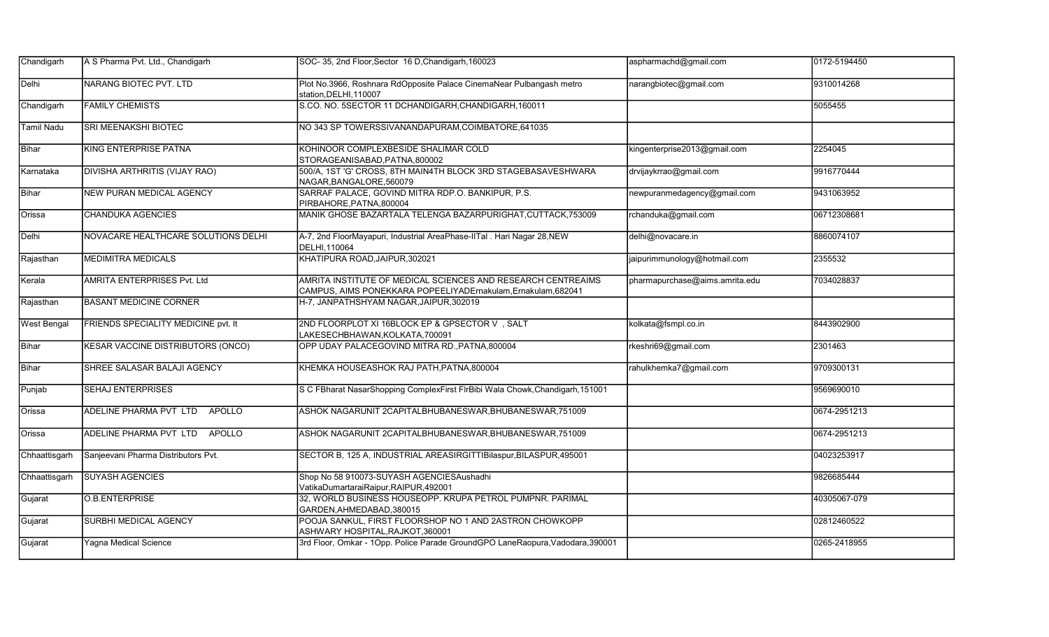| Chandigarh | A S Pharma Pvt. Ltd., Chandigarh | SOC- 35, 2nd Floor,Sector 16 D,Chandigarh,160023 | aspharmachd@gmail.com | 0172-5194450 |
|---|---|---|---|---|
| Delhi | NARANG BIOTEC PVT. LTD | Plot No.3966, Roshnara RdOpposite Palace CinemaNear Pulbangash metro station,DELHI,110007 | narangbiotec@gmail.com | 9310014268 |
| Chandigarh | FAMILY CHEMISTS | S.CO. NO. 5SECTOR 11 DCHANDIGARH,CHANDIGARH,160011 | | 5055455 |
| Tamil Nadu | SRI MEENAKSHI BIOTEC | NO 343 SP TOWERSSIVANANDAPURAM,COIMBATORE,641035 | | |
| Bihar | KING ENTERPRISE PATNA | KOHINOOR COMPLEXBESIDE SHALIMAR COLD STORAGEANISABAD,PATNA,800002 | kingenterprise2013@gmail.com | 2254045 |
| Karnataka | DIVISHA ARTHRITIS (VIJAY RAO) | 500/A, 1ST 'G' CROSS, 8TH MAIN4TH BLOCK 3RD STAGEBASAVESHWARA NAGAR,BANGALORE,560079 | drvijaykrrao@gmail.com | 9916770444 |
| Bihar | NEW PURAN MEDICAL AGENCY | SARRAF PALACE, GOVIND MITRA RDP.O. BANKIPUR, P.S. PIRBAHORE,PATNA,800004 | newpuranmedagency@gmail.com | 9431063952 |
| Orissa | CHANDUKA AGENCIES | MANIK GHOSE BAZARTALA TELENGA BAZARPURIGHAT,CUTTACK,753009 | rchanduka@gmail.com | 06712308681 |
| Delhi | NOVACARE HEALTHCARE SOLUTIONS DELHI | A-7, 2nd FloorMayapuri, Industrial AreaPhase-IITal . Hari Nagar 28,NEW DELHI,110064 | delhi@novacare.in | 8860074107 |
| Rajasthan | MEDIMITRA MEDICALS | KHATIPURA ROAD,JAIPUR,302021 | jaipurimmunology@hotmail.com | 2355532 |
| Kerala | AMRITA ENTERPRISES Pvt. Ltd | AMRITA INSTITUTE OF MEDICAL SCIENCES AND RESEARCH CENTREAIMS CAMPUS, AIMS PONEKKARA POPEELIYADErnakulam,Ernakulam,682041 | pharmapurchase@aims.amrita.edu | 7034028837 |
| Rajasthan | BASANT MEDICINE CORNER | H-7, JANPATHSHYAM NAGAR,JAIPUR,302019 | | |
| West Bengal | FRIENDS SPECIALITY MEDICINE pvt. lt | 2ND FLOORPLOT XI 16BLOCK EP & GPSECTOR V , SALT LAKESECHBHAWAN,KOLKATA,700091 | kolkata@fsmpl.co.in | 8443902900 |
| Bihar | KESAR VACCINE DISTRIBUTORS (ONCO) | OPP UDAY PALACEGOVIND MITRA RD.,PATNA,800004 | rkeshri69@gmail.com | 2301463 |
| Bihar | SHREE SALASAR BALAJI AGENCY | KHEMKA HOUSEASHOK RAJ PATH,PATNA,800004 | rahulkhemka7@gmail.com | 9709300131 |
| Punjab | SEHAJ ENTERPRISES | S C FBharat NasarShopping ComplexFirst FlrBibi Wala Chowk,Chandigarh,151001 | | 9569690010 |
| Orissa | ADELINE PHARMA PVT LTD APOLLO | ASHOK NAGARUNIT 2CAPITALBHUBANESWAR,BHUBANESWAR,751009 | | 0674-2951213 |
| Orissa | ADELINE PHARMA PVT LTD APOLLO | ASHOK NAGARUNIT 2CAPITALBHUBANESWAR,BHUBANESWAR,751009 | | 0674-2951213 |
| Chhaattisgarh | Sanjeevani Pharma Distributors Pvt. | SECTOR B, 125 A, INDUSTRIAL AREASIRGITTIBilaspur,BILASPUR,495001 | | 04023253917 |
| Chhaattisgarh | SUYASH AGENCIES | Shop No 58 910073-SUYASH AGENCIESAushadhi VatikaDumartaraiRaipur,RAIPUR,492001 | | 9826685444 |
| Gujarat | O.B.ENTERPRISE | 32, WORLD BUSINESS HOUSEOPP. KRUPA PETROL PUMPNR. PARIMAL GARDEN,AHMEDABAD,380015 | | 40305067-079 |
| Gujarat | SURBHI MEDICAL AGENCY | POOJA SANKUL, FIRST FLOORSHOP NO 1 AND 2ASTRON CHOWKOPP ASHWARY HOSPITAL,RAJKOT,360001 | | 02812460522 |
| Gujarat | Yagna Medical Science | 3rd Floor, Omkar - 1Opp. Police Parade GroundGPO LaneRaopura,Vadodara,390001 | | 0265-2418955 |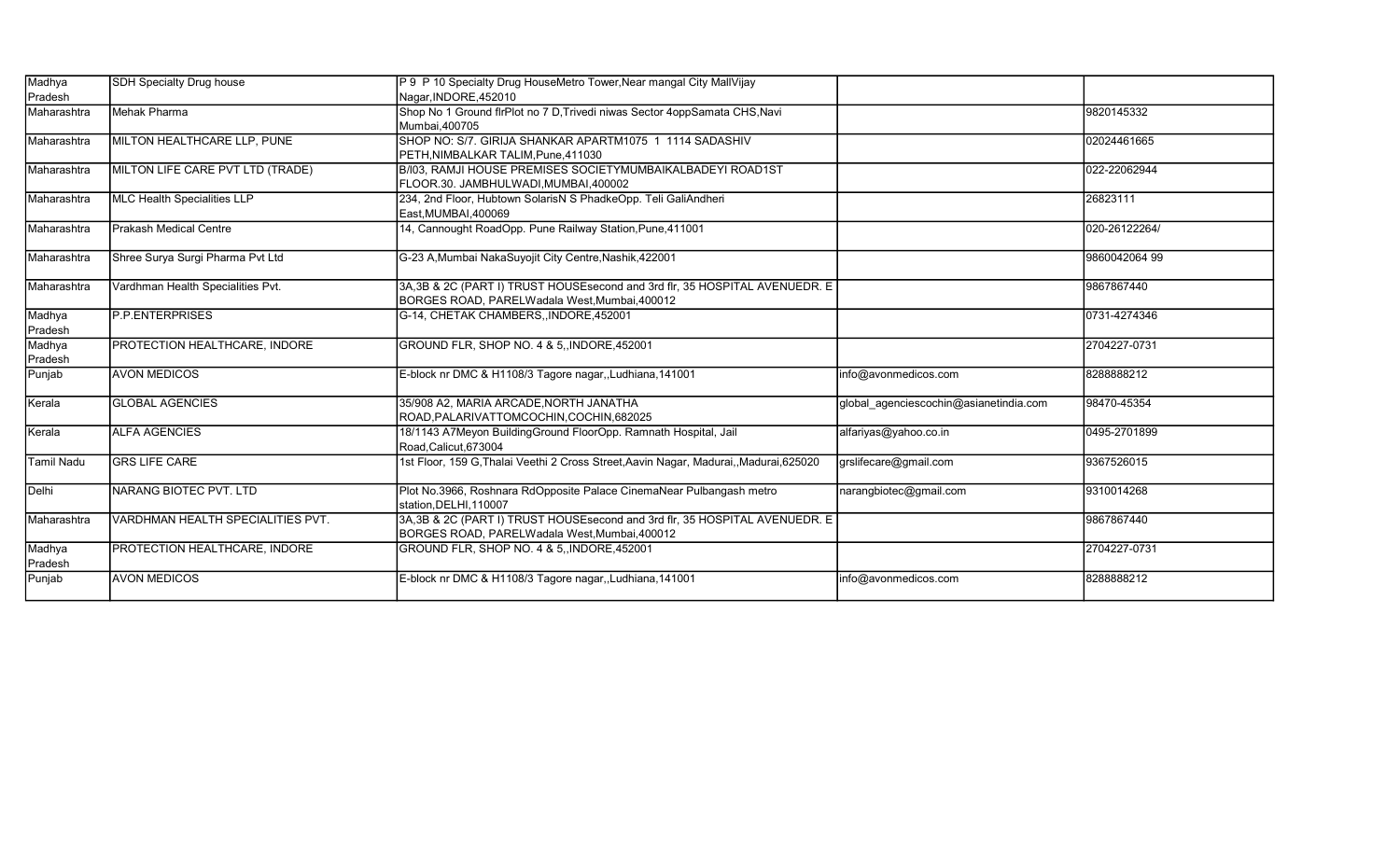| | | | | |
|---|---|---|---|---|
| Madhya Pradesh | SDH Specialty Drug house | P 9 P 10 Specialty Drug HouseMetro Tower,Near mangal City MallVijay Nagar,INDORE,452010 | | |
| Maharashtra | Mehak Pharma | Shop No 1 Ground flrPlot no 7 D,Trivedi niwas Sector 4oppSamata CHS,Navi Mumbai,400705 | | 9820145332 |
| Maharashtra | MILTON HEALTHCARE LLP, PUNE | SHOP NO: S/7. GIRIJA SHANKAR APARTM1075 1 1114 SADASHIV PETH,NIMBALKAR TALIM,Pune,411030 | | 02024461665 |
| Maharashtra | MILTON LIFE CARE PVT LTD (TRADE) | B/I03, RAMJI HOUSE PREMISES SOCIETYMUMBAIKALBADEYI ROAD1ST FLOOR.30. JAMBHULWADI,MUMBAI,400002 | | 022-22062944 |
| Maharashtra | MLC Health Specialities LLP | 234, 2nd Floor, Hubtown SolarisN S PhadkeOpp. Teli GaliAndheri East,MUMBAI,400069 | | 26823111 |
| Maharashtra | Prakash Medical Centre | 14, Cannought RoadOpp. Pune Railway Station,Pune,411001 | | 020-26122264/ |
| Maharashtra | Shree Surya Surgi Pharma Pvt Ltd | G-23 A,Mumbai NakaSuyojit City Centre,Nashik,422001 | | 9860042064 99 |
| Maharashtra | Vardhman Health Specialities Pvt. | 3A,3B & 2C (PART I) TRUST HOUSEsecond and 3rd flr, 35 HOSPITAL AVENUEDR. E BORGES ROAD, PARELWadala West,Mumbai,400012 | | 9867867440 |
| Madhya Pradesh | P.P.ENTERPRISES | G-14, CHETAK CHAMBERS,,INDORE,452001 | | 0731-4274346 |
| Madhya Pradesh | PROTECTION HEALTHCARE, INDORE | GROUND FLR, SHOP NO. 4 & 5,,INDORE,452001 | | 2704227-0731 |
| Punjab | AVON MEDICOS | E-block nr DMC & H1108/3 Tagore nagar,,Ludhiana,141001 | info@avonmedicos.com | 8288888212 |
| Kerala | GLOBAL AGENCIES | 35/908 A2, MARIA ARCADE,NORTH JANATHA ROAD,PALARIVATTOMCOCHIN,COCHIN,682025 | global_agenciescochin@asianetindia.com | 98470-45354 |
| Kerala | ALFA AGENCIES | 18/1143 A7Meyon BuildingGround FloorOpp. Ramnath Hospital, Jail Road,Calicut,673004 | alfariyas@yahoo.co.in | 0495-2701899 |
| Tamil Nadu | GRS LIFE CARE | 1st Floor, 159 G,Thalai Veethi 2 Cross Street,Aavin Nagar, Madurai,,Madurai,625020 | grslifecare@gmail.com | 9367526015 |
| Delhi | NARANG BIOTEC PVT. LTD | Plot No.3966, Roshnara RdOpposite Palace CinemaNear Pulbangash metro station,DELHI,110007 | narangbiotec@gmail.com | 9310014268 |
| Maharashtra | VARDHMAN HEALTH SPECIALITIES PVT. | 3A,3B & 2C (PART I) TRUST HOUSEsecond and 3rd flr, 35 HOSPITAL AVENUEDR. E BORGES ROAD, PARELWadala West,Mumbai,400012 | | 9867867440 |
| Madhya Pradesh | PROTECTION HEALTHCARE, INDORE | GROUND FLR, SHOP NO. 4 & 5,,INDORE,452001 | | 2704227-0731 |
| Punjab | AVON MEDICOS | E-block nr DMC & H1108/3 Tagore nagar,,Ludhiana,141001 | info@avonmedicos.com | 8288888212 |